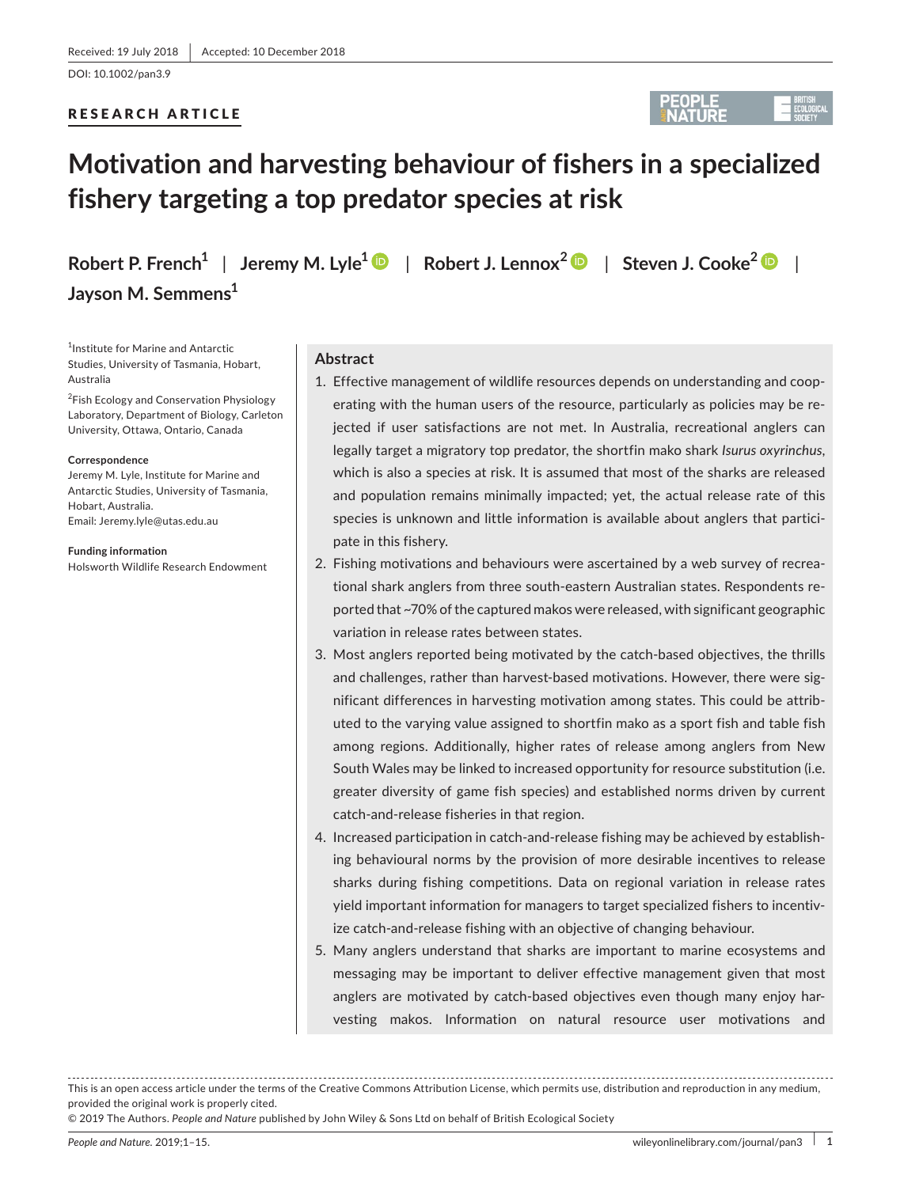Received: 19 July 2018 | Accepted: 10 December 2018

DOI: 10.1002/pan3.9

RESEARCH ARTICLE

# Motivation and harvesting behaviour of fishers in a specialized fishery targeting a top predator species at risk

**Robert P. French**[1] | **Jeremy M. Lyle**[1] | **Robert J. Lennox**[2] | **Steven J. Cooke**[2] | **Jayson M. Semmens**[1]

[1]Institute for Marine and Antarctic Studies, University of Tasmania, Hobart, Australia

[2]Fish Ecology and Conservation Physiology Laboratory, Department of Biology, Carleton University, Ottawa, Ontario, Canada

**Correspondence**
Jeremy M. Lyle, Institute for Marine and Antarctic Studies, University of Tasmania, Hobart, Australia.
Email: Jeremy.lyle@utas.edu.au

**Funding information**
Holsworth Wildlife Research Endowment

## Abstract

1. Effective management of wildlife resources depends on understanding and cooperating with the human users of the resource, particularly as policies may be rejected if user satisfactions are not met. In Australia, recreational anglers can legally target a migratory top predator, the shortfin mako shark *Isurus oxyrinchus*, which is also a species at risk. It is assumed that most of the sharks are released and population remains minimally impacted; yet, the actual release rate of this species is unknown and little information is available about anglers that participate in this fishery.
2. Fishing motivations and behaviours were ascertained by a web survey of recreational shark anglers from three south-eastern Australian states. Respondents reported that ~70% of the captured makos were released, with significant geographic variation in release rates between states.
3. Most anglers reported being motivated by the catch-based objectives, the thrills and challenges, rather than harvest-based motivations. However, there were significant differences in harvesting motivation among states. This could be attributed to the varying value assigned to shortfin mako as a sport fish and table fish among regions. Additionally, higher rates of release among anglers from New South Wales may be linked to increased opportunity for resource substitution (i.e. greater diversity of game fish species) and established norms driven by current catch-and-release fisheries in that region.
4. Increased participation in catch-and-release fishing may be achieved by establishing behavioural norms by the provision of more desirable incentives to release sharks during fishing competitions. Data on regional variation in release rates yield important information for managers to target specialized fishers to incentivize catch-and-release fishing with an objective of changing behaviour.
5. Many anglers understand that sharks are important to marine ecosystems and messaging may be important to deliver effective management given that most anglers are motivated by catch-based objectives even though many enjoy harvesting makos. Information on natural resource user motivations and

This is an open access article under the terms of the Creative Commons Attribution License, which permits use, distribution and reproduction in any medium, provided the original work is properly cited.
© 2019 The Authors. *People and Nature* published by John Wiley & Sons Ltd on behalf of British Ecological Society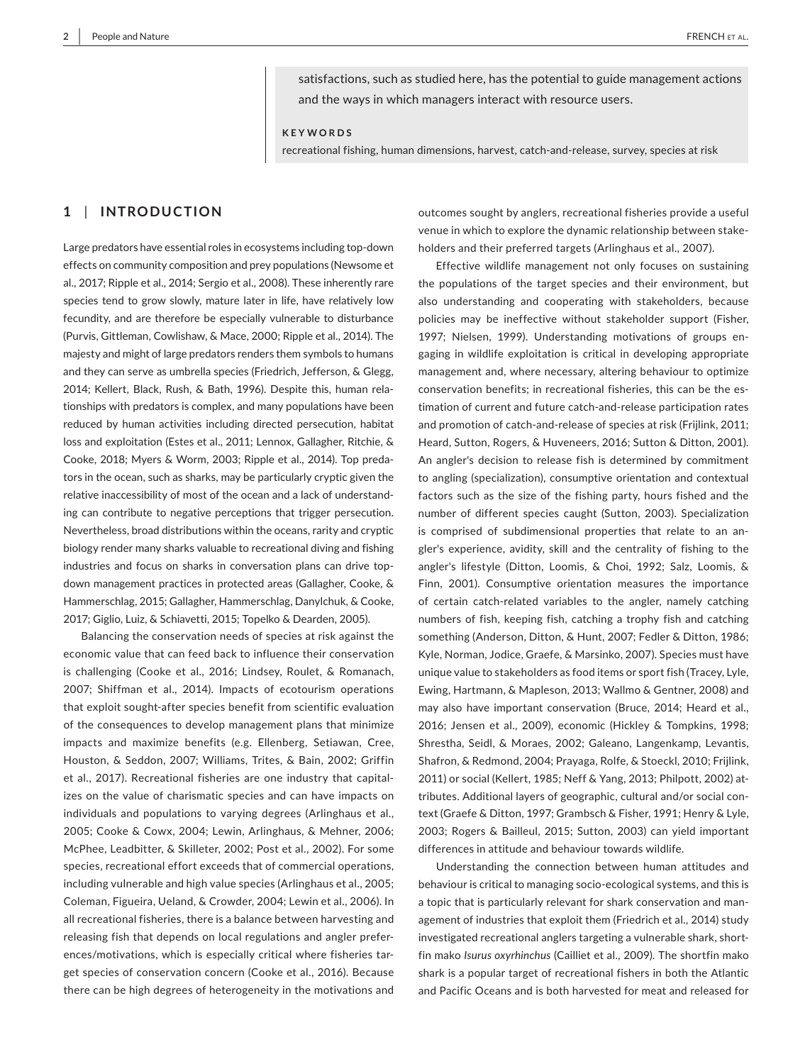satisfactions, such as studied here, has the potential to guide management actions and the ways in which managers interact with resource users.

**KEYWORDS**

recreational fishing, human dimensions, harvest, catch-and-release, survey, species at risk

## 1 | INTRODUCTION

Large predators have essential roles in ecosystems including top-down effects on community composition and prey populations (Newsome et al., 2017; Ripple et al., 2014; Sergio et al., 2008). These inherently rare species tend to grow slowly, mature later in life, have relatively low fecundity, and are therefore be especially vulnerable to disturbance (Purvis, Gittleman, Cowlishaw, & Mace, 2000; Ripple et al., 2014). The majesty and might of large predators renders them symbols to humans and they can serve as umbrella species (Friedrich, Jefferson, & Glegg, 2014; Kellert, Black, Rush, & Bath, 1996). Despite this, human relationships with predators is complex, and many populations have been reduced by human activities including directed persecution, habitat loss and exploitation (Estes et al., 2011; Lennox, Gallagher, Ritchie, & Cooke, 2018; Myers & Worm, 2003; Ripple et al., 2014). Top predators in the ocean, such as sharks, may be particularly cryptic given the relative inaccessibility of most of the ocean and a lack of understanding can contribute to negative perceptions that trigger persecution. Nevertheless, broad distributions within the oceans, rarity and cryptic biology render many sharks valuable to recreational diving and fishing industries and focus on sharks in conversation plans can drive top-down management practices in protected areas (Gallagher, Cooke, & Hammerschlag, 2015; Gallagher, Hammerschlag, Danylchuk, & Cooke, 2017; Giglio, Luiz, & Schiavetti, 2015; Topelko & Dearden, 2005).

Balancing the conservation needs of species at risk against the economic value that can feed back to influence their conservation is challenging (Cooke et al., 2016; Lindsey, Roulet, & Romanach, 2007; Shiffman et al., 2014). Impacts of ecotourism operations that exploit sought-after species benefit from scientific evaluation of the consequences to develop management plans that minimize impacts and maximize benefits (e.g. Ellenberg, Setiawan, Cree, Houston, & Seddon, 2007; Williams, Trites, & Bain, 2002; Griffin et al., 2017). Recreational fisheries are one industry that capitalizes on the value of charismatic species and can have impacts on individuals and populations to varying degrees (Arlinghaus et al., 2005; Cooke & Cowx, 2004; Lewin, Arlinghaus, & Mehner, 2006; McPhee, Leadbitter, & Skilleter, 2002; Post et al., 2002). For some species, recreational effort exceeds that of commercial operations, including vulnerable and high value species (Arlinghaus et al., 2005; Coleman, Figueira, Ueland, & Crowder, 2004; Lewin et al., 2006). In all recreational fisheries, there is a balance between harvesting and releasing fish that depends on local regulations and angler preferences/motivations, which is especially critical where fisheries target species of conservation concern (Cooke et al., 2016). Because there can be high degrees of heterogeneity in the motivations and outcomes sought by anglers, recreational fisheries provide a useful venue in which to explore the dynamic relationship between stakeholders and their preferred targets (Arlinghaus et al., 2007).

Effective wildlife management not only focuses on sustaining the populations of the target species and their environment, but also understanding and cooperating with stakeholders, because policies may be ineffective without stakeholder support (Fisher, 1997; Nielsen, 1999). Understanding motivations of groups engaging in wildlife exploitation is critical in developing appropriate management and, where necessary, altering behaviour to optimize conservation benefits; in recreational fisheries, this can be the estimation of current and future catch-and-release participation rates and promotion of catch-and-release of species at risk (Frijlink, 2011; Heard, Sutton, Rogers, & Huveneers, 2016; Sutton & Ditton, 2001). An angler's decision to release fish is determined by commitment to angling (specialization), consumptive orientation and contextual factors such as the size of the fishing party, hours fished and the number of different species caught (Sutton, 2003). Specialization is comprised of subdimensional properties that relate to an angler's experience, avidity, skill and the centrality of fishing to the angler's lifestyle (Ditton, Loomis, & Choi, 1992; Salz, Loomis, & Finn, 2001). Consumptive orientation measures the importance of certain catch-related variables to the angler, namely catching numbers of fish, keeping fish, catching a trophy fish and catching something (Anderson, Ditton, & Hunt, 2007; Fedler & Ditton, 1986; Kyle, Norman, Jodice, Graefe, & Marsinko, 2007). Species must have unique value to stakeholders as food items or sport fish (Tracey, Lyle, Ewing, Hartmann, & Mapleson, 2013; Wallmo & Gentner, 2008) and may also have important conservation (Bruce, 2014; Heard et al., 2016; Jensen et al., 2009), economic (Hickley & Tompkins, 1998; Shrestha, Seidl, & Moraes, 2002; Galeano, Langenkamp, Levantis, Shafron, & Redmond, 2004; Prayaga, Rolfe, & Stoeckl, 2010; Frijlink, 2011) or social (Kellert, 1985; Neff & Yang, 2013; Philpott, 2002) attributes. Additional layers of geographic, cultural and/or social context (Graefe & Ditton, 1997; Grambsch & Fisher, 1991; Henry & Lyle, 2003; Rogers & Bailleul, 2015; Sutton, 2003) can yield important differences in attitude and behaviour towards wildlife.

Understanding the connection between human attitudes and behaviour is critical to managing socio-ecological systems, and this is a topic that is particularly relevant for shark conservation and management of industries that exploit them (Friedrich et al., 2014) study investigated recreational anglers targeting a vulnerable shark, shortfin mako *Isurus oxyrhinchus* (Cailliet et al., 2009). The shortfin mako shark is a popular target of recreational fishers in both the Atlantic and Pacific Oceans and is both harvested for meat and released for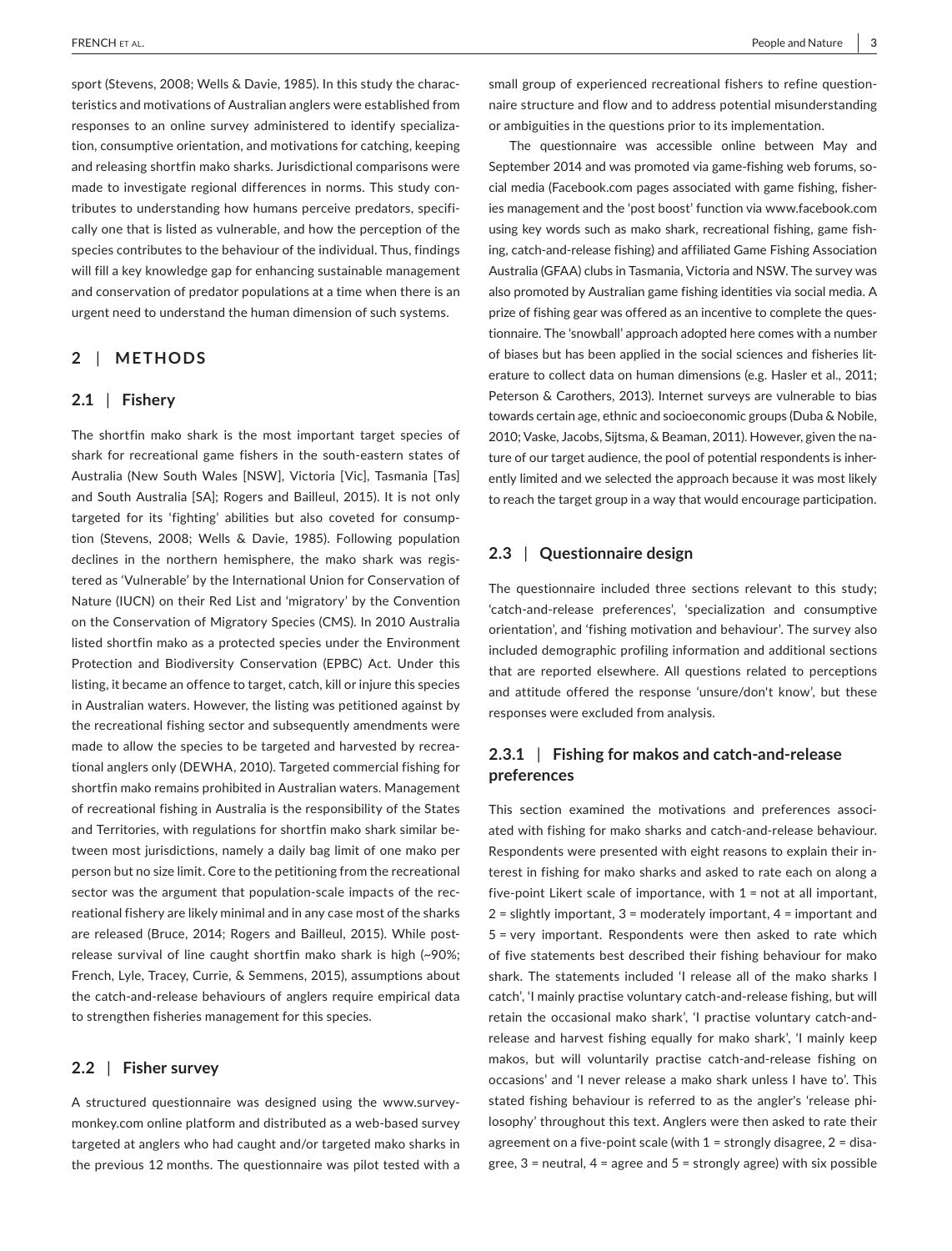sport (Stevens, 2008; Wells & Davie, 1985). In this study the characteristics and motivations of Australian anglers were established from responses to an online survey administered to identify specialization, consumptive orientation, and motivations for catching, keeping and releasing shortfin mako sharks. Jurisdictional comparisons were made to investigate regional differences in norms. This study contributes to understanding how humans perceive predators, specifically one that is listed as vulnerable, and how the perception of the species contributes to the behaviour of the individual. Thus, findings will fill a key knowledge gap for enhancing sustainable management and conservation of predator populations at a time when there is an urgent need to understand the human dimension of such systems.

## 2 | METHODS

### 2.1 | Fishery

The shortfin mako shark is the most important target species of shark for recreational game fishers in the south-eastern states of Australia (New South Wales [NSW], Victoria [Vic], Tasmania [Tas] and South Australia [SA]; Rogers and Bailleul, 2015). It is not only targeted for its 'fighting' abilities but also coveted for consumption (Stevens, 2008; Wells & Davie, 1985). Following population declines in the northern hemisphere, the mako shark was registered as 'Vulnerable' by the International Union for Conservation of Nature (IUCN) on their Red List and 'migratory' by the Convention on the Conservation of Migratory Species (CMS). In 2010 Australia listed shortfin mako as a protected species under the Environment Protection and Biodiversity Conservation (EPBC) Act. Under this listing, it became an offence to target, catch, kill or injure this species in Australian waters. However, the listing was petitioned against by the recreational fishing sector and subsequently amendments were made to allow the species to be targeted and harvested by recreational anglers only (DEWHA, 2010). Targeted commercial fishing for shortfin mako remains prohibited in Australian waters. Management of recreational fishing in Australia is the responsibility of the States and Territories, with regulations for shortfin mako shark similar between most jurisdictions, namely a daily bag limit of one mako per person but no size limit. Core to the petitioning from the recreational sector was the argument that population-scale impacts of the recreational fishery are likely minimal and in any case most of the sharks are released (Bruce, 2014; Rogers and Bailleul, 2015). While post-release survival of line caught shortfin mako shark is high (~90%; French, Lyle, Tracey, Currie, & Semmens, 2015), assumptions about the catch-and-release behaviours of anglers require empirical data to strengthen fisheries management for this species.

### 2.2 | Fisher survey

A structured questionnaire was designed using the www.surveymonkey.com online platform and distributed as a web-based survey targeted at anglers who had caught and/or targeted mako sharks in the previous 12 months. The questionnaire was pilot tested with a small group of experienced recreational fishers to refine questionnaire structure and flow and to address potential misunderstanding or ambiguities in the questions prior to its implementation.

The questionnaire was accessible online between May and September 2014 and was promoted via game-fishing web forums, social media (Facebook.com pages associated with game fishing, fisheries management and the 'post boost' function via www.facebook.com using key words such as mako shark, recreational fishing, game fishing, catch-and-release fishing) and affiliated Game Fishing Association Australia (GFAA) clubs in Tasmania, Victoria and NSW. The survey was also promoted by Australian game fishing identities via social media. A prize of fishing gear was offered as an incentive to complete the questionnaire. The 'snowball' approach adopted here comes with a number of biases but has been applied in the social sciences and fisheries literature to collect data on human dimensions (e.g. Hasler et al., 2011; Peterson & Carothers, 2013). Internet surveys are vulnerable to bias towards certain age, ethnic and socioeconomic groups (Duba & Nobile, 2010; Vaske, Jacobs, Sijtsma, & Beaman, 2011). However, given the nature of our target audience, the pool of potential respondents is inherently limited and we selected the approach because it was most likely to reach the target group in a way that would encourage participation.

### 2.3 | Questionnaire design

The questionnaire included three sections relevant to this study; 'catch-and-release preferences', 'specialization and consumptive orientation', and 'fishing motivation and behaviour'. The survey also included demographic profiling information and additional sections that are reported elsewhere. All questions related to perceptions and attitude offered the response 'unsure/don't know', but these responses were excluded from analysis.

#### 2.3.1 | Fishing for makos and catch-and-release preferences

This section examined the motivations and preferences associated with fishing for mako sharks and catch-and-release behaviour. Respondents were presented with eight reasons to explain their interest in fishing for mako sharks and asked to rate each on along a five-point Likert scale of importance, with 1 = not at all important, 2 = slightly important, 3 = moderately important, 4 = important and 5 = very important. Respondents were then asked to rate which of five statements best described their fishing behaviour for mako shark. The statements included 'I release all of the mako sharks I catch', 'I mainly practise voluntary catch-and-release fishing, but will retain the occasional mako shark', 'I practise voluntary catch-and-release and harvest fishing equally for mako shark', 'I mainly keep makos, but will voluntarily practise catch-and-release fishing on occasions' and 'I never release a mako shark unless I have to'. This stated fishing behaviour is referred to as the angler's 'release philosophy' throughout this text. Anglers were then asked to rate their agreement on a five-point scale (with 1 = strongly disagree, 2 = disagree, 3 = neutral, 4 = agree and 5 = strongly agree) with six possible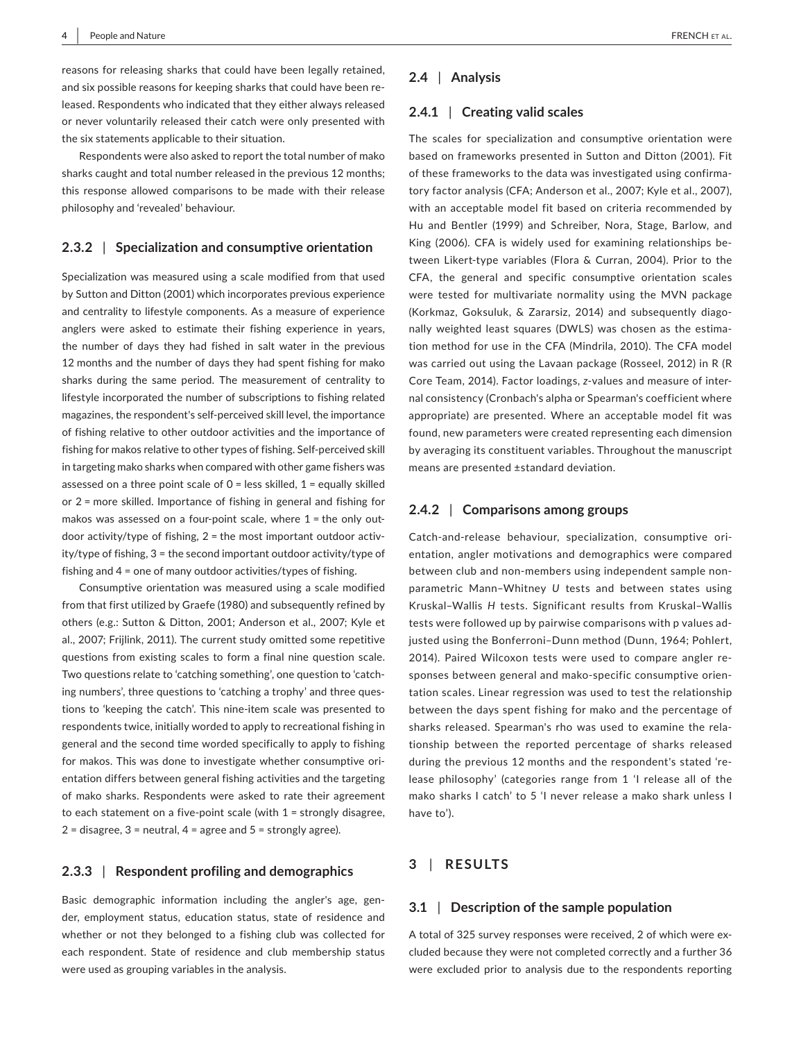reasons for releasing sharks that could have been legally retained, and six possible reasons for keeping sharks that could have been released. Respondents who indicated that they either always released or never voluntarily released their catch were only presented with the six statements applicable to their situation.

Respondents were also asked to report the total number of mako sharks caught and total number released in the previous 12 months; this response allowed comparisons to be made with their release philosophy and 'revealed' behaviour.

### 2.3.2 | Specialization and consumptive orientation

Specialization was measured using a scale modified from that used by Sutton and Ditton (2001) which incorporates previous experience and centrality to lifestyle components. As a measure of experience anglers were asked to estimate their fishing experience in years, the number of days they had fished in salt water in the previous 12 months and the number of days they had spent fishing for mako sharks during the same period. The measurement of centrality to lifestyle incorporated the number of subscriptions to fishing related magazines, the respondent's self-perceived skill level, the importance of fishing relative to other outdoor activities and the importance of fishing for makos relative to other types of fishing. Self-perceived skill in targeting mako sharks when compared with other game fishers was assessed on a three point scale of 0 = less skilled, 1 = equally skilled or 2 = more skilled. Importance of fishing in general and fishing for makos was assessed on a four-point scale, where 1 = the only outdoor activity/type of fishing, 2 = the most important outdoor activity/type of fishing, 3 = the second important outdoor activity/type of fishing and 4 = one of many outdoor activities/types of fishing.

Consumptive orientation was measured using a scale modified from that first utilized by Graefe (1980) and subsequently refined by others (e.g.: Sutton & Ditton, 2001; Anderson et al., 2007; Kyle et al., 2007; Frijlink, 2011). The current study omitted some repetitive questions from existing scales to form a final nine question scale. Two questions relate to 'catching something', one question to 'catching numbers', three questions to 'catching a trophy' and three questions to 'keeping the catch'. This nine-item scale was presented to respondents twice, initially worded to apply to recreational fishing in general and the second time worded specifically to apply to fishing for makos. This was done to investigate whether consumptive orientation differs between general fishing activities and the targeting of mako sharks. Respondents were asked to rate their agreement to each statement on a five-point scale (with 1 = strongly disagree, 2 = disagree, 3 = neutral, 4 = agree and 5 = strongly agree).

### 2.3.3 | Respondent profiling and demographics

Basic demographic information including the angler's age, gender, employment status, education status, state of residence and whether or not they belonged to a fishing club was collected for each respondent. State of residence and club membership status were used as grouping variables in the analysis.

## 2.4 | Analysis

### 2.4.1 | Creating valid scales

The scales for specialization and consumptive orientation were based on frameworks presented in Sutton and Ditton (2001). Fit of these frameworks to the data was investigated using confirmatory factor analysis (CFA; Anderson et al., 2007; Kyle et al., 2007), with an acceptable model fit based on criteria recommended by Hu and Bentler (1999) and Schreiber, Nora, Stage, Barlow, and King (2006). CFA is widely used for examining relationships between Likert-type variables (Flora & Curran, 2004). Prior to the CFA, the general and specific consumptive orientation scales were tested for multivariate normality using the MVN package (Korkmaz, Goksuluk, & Zararsiz, 2014) and subsequently diagonally weighted least squares (DWLS) was chosen as the estimation method for use in the CFA (Mindrila, 2010). The CFA model was carried out using the Lavaan package (Rosseel, 2012) in R (R Core Team, 2014). Factor loadings, *z*-values and measure of internal consistency (Cronbach's alpha or Spearman's coefficient where appropriate) are presented. Where an acceptable model fit was found, new parameters were created representing each dimension by averaging its constituent variables. Throughout the manuscript means are presented ±standard deviation.

### 2.4.2 | Comparisons among groups

Catch-and-release behaviour, specialization, consumptive orientation, angler motivations and demographics were compared between club and non-members using independent sample nonparametric Mann–Whitney *U* tests and between states using Kruskal–Wallis *H* tests. Significant results from Kruskal–Wallis tests were followed up by pairwise comparisons with p values adjusted using the Bonferroni–Dunn method (Dunn, 1964; Pohlert, 2014). Paired Wilcoxon tests were used to compare angler responses between general and mako-specific consumptive orientation scales. Linear regression was used to test the relationship between the days spent fishing for mako and the percentage of sharks released. Spearman's rho was used to examine the relationship between the reported percentage of sharks released during the previous 12 months and the respondent's stated 'release philosophy' (categories range from 1 'I release all of the mako sharks I catch' to 5 'I never release a mako shark unless I have to').

# 3 | RESULTS

## 3.1 | Description of the sample population

A total of 325 survey responses were received, 2 of which were excluded because they were not completed correctly and a further 36 were excluded prior to analysis due to the respondents reporting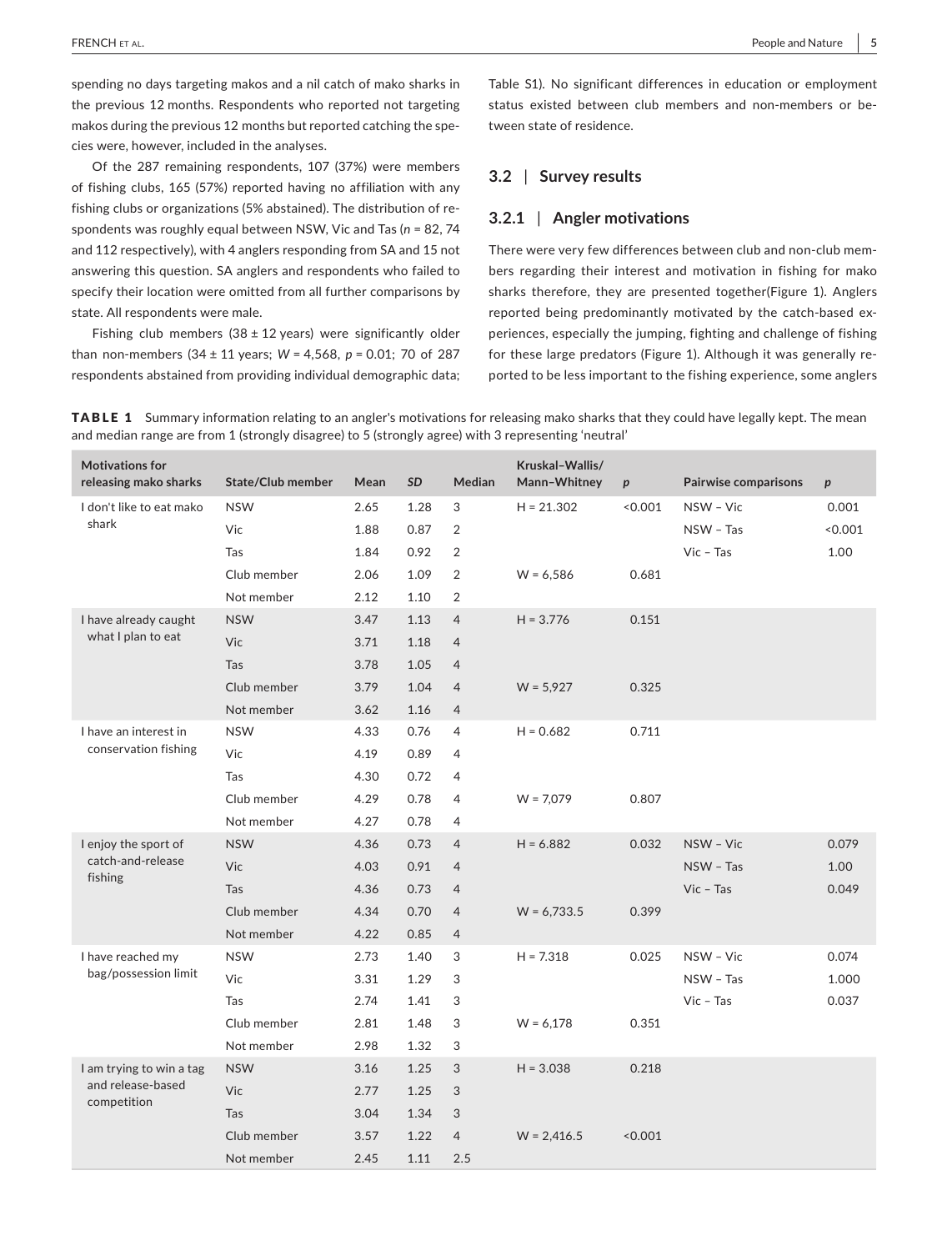spending no days targeting makos and a nil catch of mako sharks in the previous 12 months. Respondents who reported not targeting makos during the previous 12 months but reported catching the species were, however, included in the analyses.

Of the 287 remaining respondents, 107 (37%) were members of fishing clubs, 165 (57%) reported having no affiliation with any fishing clubs or organizations (5% abstained). The distribution of respondents was roughly equal between NSW, Vic and Tas ($n$ = 82, 74 and 112 respectively), with 4 anglers responding from SA and 15 not answering this question. SA anglers and respondents who failed to specify their location were omitted from all further comparisons by state. All respondents were male.

Fishing club members (38 ± 12 years) were significantly older than non-members (34 ± 11 years; $W$ = 4,568, $p$ = 0.01; 70 of 287 respondents abstained from providing individual demographic data; Table S1). No significant differences in education or employment status existed between club members and non-members or between state of residence.

## 3.2 | Survey results

### 3.2.1 | Angler motivations

There were very few differences between club and non-club members regarding their interest and motivation in fishing for mako sharks therefore, they are presented together(Figure 1). Anglers reported being predominantly motivated by the catch-based experiences, especially the jumping, fighting and challenge of fishing for these large predators (Figure 1). Although it was generally reported to be less important to the fishing experience, some anglers

**TABLE 1** Summary information relating to an angler's motivations for releasing mako sharks that they could have legally kept. The mean and median range are from 1 (strongly disagree) to 5 (strongly agree) with 3 representing 'neutral'

| Motivations for releasing mako sharks | State/Club member | Mean | *SD* | Median | Kruskal–Wallis/ Mann–Whitney | *p* | Pairwise comparisons | *p* |
|---|---|---|---|---|---|---|---|---|
| I don't like to eat mako shark | NSW | 2.65 | 1.28 | 3 | H = 21.302 | <0.001 | NSW – Vic | 0.001 |
| | Vic | 1.88 | 0.87 | 2 | | | NSW – Tas | <0.001 |
| | Tas | 1.84 | 0.92 | 2 | | | Vic – Tas | 1.00 |
| | Club member | 2.06 | 1.09 | 2 | W = 6,586 | 0.681 | | |
| | Not member | 2.12 | 1.10 | 2 | | | | |
| I have already caught what I plan to eat | NSW | 3.47 | 1.13 | 4 | H = 3.776 | 0.151 | | |
| | Vic | 3.71 | 1.18 | 4 | | | | |
| | Tas | 3.78 | 1.05 | 4 | | | | |
| | Club member | 3.79 | 1.04 | 4 | W = 5,927 | 0.325 | | |
| | Not member | 3.62 | 1.16 | 4 | | | | |
| I have an interest in conservation fishing | NSW | 4.33 | 0.76 | 4 | H = 0.682 | 0.711 | | |
| | Vic | 4.19 | 0.89 | 4 | | | | |
| | Tas | 4.30 | 0.72 | 4 | | | | |
| | Club member | 4.29 | 0.78 | 4 | W = 7,079 | 0.807 | | |
| | Not member | 4.27 | 0.78 | 4 | | | | |
| I enjoy the sport of catch-and-release fishing | NSW | 4.36 | 0.73 | 4 | H = 6.882 | 0.032 | NSW – Vic | 0.079 |
| | Vic | 4.03 | 0.91 | 4 | | | NSW – Tas | 1.00 |
| | Tas | 4.36 | 0.73 | 4 | | | Vic – Tas | 0.049 |
| | Club member | 4.34 | 0.70 | 4 | W = 6,733.5 | 0.399 | | |
| | Not member | 4.22 | 0.85 | 4 | | | | |
| I have reached my bag/possession limit | NSW | 2.73 | 1.40 | 3 | H = 7.318 | 0.025 | NSW – Vic | 0.074 |
| | Vic | 3.31 | 1.29 | 3 | | | NSW – Tas | 1.000 |
| | Tas | 2.74 | 1.41 | 3 | | | Vic – Tas | 0.037 |
| | Club member | 2.81 | 1.48 | 3 | W = 6,178 | 0.351 | | |
| | Not member | 2.98 | 1.32 | 3 | | | | |
| I am trying to win a tag and release-based competition | NSW | 3.16 | 1.25 | 3 | H = 3.038 | 0.218 | | |
| | Vic | 2.77 | 1.25 | 3 | | | | |
| | Tas | 3.04 | 1.34 | 3 | | | | |
| | Club member | 3.57 | 1.22 | 4 | W = 2,416.5 | <0.001 | | |
| | Not member | 2.45 | 1.11 | 2.5 | | | | |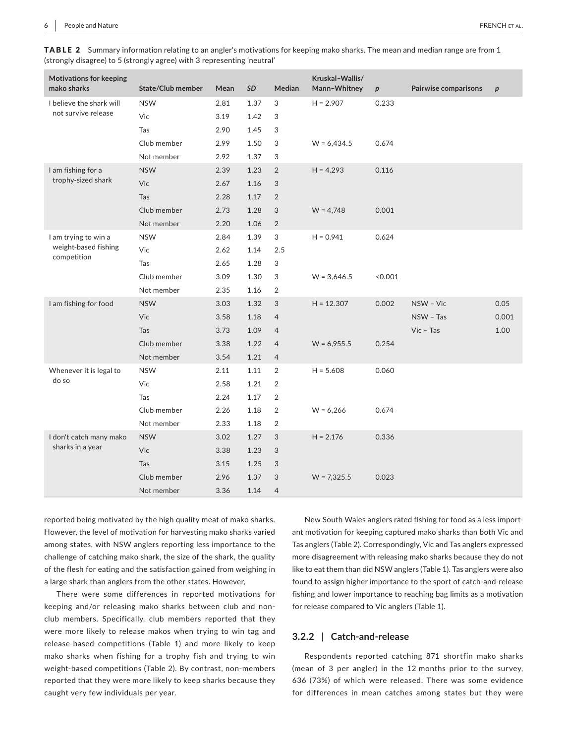**TABLE 2** Summary information relating to an angler's motivations for keeping mako sharks. The mean and median range are from 1 (strongly disagree) to 5 (strongly agree) with 3 representing 'neutral'

| Motivations for keeping mako sharks | State/Club member | Mean | *SD* | Median | Kruskal–Wallis/ Mann–Whitney | *p* | Pairwise comparisons | *p* |
|---|---|---|---|---|---|---|---|---|
| I believe the shark will not survive release | NSW | 2.81 | 1.37 | 3 | H = 2.907 | 0.233 | | |
| | Vic | 3.19 | 1.42 | 3 | | | | |
| | Tas | 2.90 | 1.45 | 3 | | | | |
| | Club member | 2.99 | 1.50 | 3 | W = 6,434.5 | 0.674 | | |
| | Not member | 2.92 | 1.37 | 3 | | | | |
| I am fishing for a trophy-sized shark | NSW | 2.39 | 1.23 | 2 | H = 4.293 | 0.116 | | |
| | Vic | 2.67 | 1.16 | 3 | | | | |
| | Tas | 2.28 | 1.17 | 2 | | | | |
| | Club member | 2.73 | 1.28 | 3 | W = 4,748 | 0.001 | | |
| | Not member | 2.20 | 1.06 | 2 | | | | |
| I am trying to win a weight-based fishing competition | NSW | 2.84 | 1.39 | 3 | H = 0.941 | 0.624 | | |
| | Vic | 2.62 | 1.14 | 2.5 | | | | |
| | Tas | 2.65 | 1.28 | 3 | | | | |
| | Club member | 3.09 | 1.30 | 3 | W = 3,646.5 | <0.001 | | |
| | Not member | 2.35 | 1.16 | 2 | | | | |
| I am fishing for food | NSW | 3.03 | 1.32 | 3 | H = 12.307 | 0.002 | NSW – Vic | 0.05 |
| | Vic | 3.58 | 1.18 | 4 | | | NSW – Tas | 0.001 |
| | Tas | 3.73 | 1.09 | 4 | | | Vic – Tas | 1.00 |
| | Club member | 3.38 | 1.22 | 4 | W = 6,955.5 | 0.254 | | |
| | Not member | 3.54 | 1.21 | 4 | | | | |
| Whenever it is legal to do so | NSW | 2.11 | 1.11 | 2 | H = 5.608 | 0.060 | | |
| | Vic | 2.58 | 1.21 | 2 | | | | |
| | Tas | 2.24 | 1.17 | 2 | | | | |
| | Club member | 2.26 | 1.18 | 2 | W = 6,266 | 0.674 | | |
| | Not member | 2.33 | 1.18 | 2 | | | | |
| I don't catch many mako sharks in a year | NSW | 3.02 | 1.27 | 3 | H = 2.176 | 0.336 | | |
| | Vic | 3.38 | 1.23 | 3 | | | | |
| | Tas | 3.15 | 1.25 | 3 | | | | |
| | Club member | 2.96 | 1.37 | 3 | W = 7,325.5 | 0.023 | | |
| | Not member | 3.36 | 1.14 | 4 | | | | |

reported being motivated by the high quality meat of mako sharks. However, the level of motivation for harvesting mako sharks varied among states, with NSW anglers reporting less importance to the challenge of catching mako shark, the size of the shark, the quality of the flesh for eating and the satisfaction gained from weighing in a large shark than anglers from the other states. However,

There were some differences in reported motivations for keeping and/or releasing mako sharks between club and non-club members. Specifically, club members reported that they were more likely to release makos when trying to win tag and release-based competitions (Table 1) and more likely to keep mako sharks when fishing for a trophy fish and trying to win weight-based competitions (Table 2). By contrast, non-members reported that they were more likely to keep sharks because they caught very few individuals per year.

New South Wales anglers rated fishing for food as a less important motivation for keeping captured mako sharks than both Vic and Tas anglers (Table 2). Correspondingly, Vic and Tas anglers expressed more disagreement with releasing mako sharks because they do not like to eat them than did NSW anglers (Table 1). Tas anglers were also found to assign higher importance to the sport of catch-and-release fishing and lower importance to reaching bag limits as a motivation for release compared to Vic anglers (Table 1).

### 3.2.2 | Catch-and-release

Respondents reported catching 871 shortfin mako sharks (mean of 3 per angler) in the 12 months prior to the survey, 636 (73%) of which were released. There was some evidence for differences in mean catches among states but they were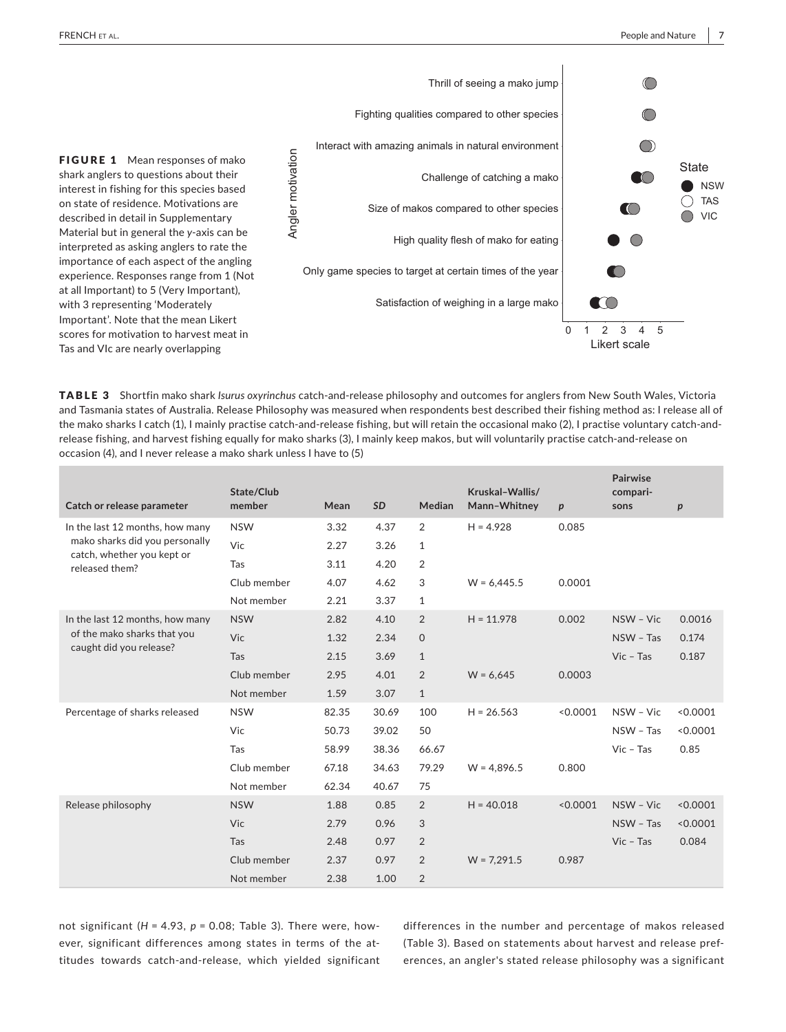**FIGURE 1** Mean responses of mako shark anglers to questions about their interest in fishing for this species based on state of residence. Motivations are described in detail in Supplementary Material but in general the *y*-axis can be interpreted as asking anglers to rate the importance of each aspect of the angling experience. Responses range from 1 (Not at all Important) to 5 (Very Important), with 3 representing 'Moderately Important'. Note that the mean Likert scores for motivation to harvest meat in Tas and VIc are nearly overlapping

**TABLE 3** Shortfin mako shark *Isurus oxyrinchus* catch-and-release philosophy and outcomes for anglers from New South Wales, Victoria and Tasmania states of Australia. Release Philosophy was measured when respondents best described their fishing method as: I release all of the mako sharks I catch (1), I mainly practise catch-and-release fishing, but will retain the occasional mako (2), I practise voluntary catch-and-release fishing, and harvest fishing equally for mako sharks (3), I mainly keep makos, but will voluntarily practise catch-and-release on occasion (4), and I never release a mako shark unless I have to (5)

| Catch or release parameter | State/Club member | Mean | SD | Median | Kruskal–Wallis/ Mann–Whitney | p | Pairwise comparisons | p |
|---|---|---|---|---|---|---|---|---|
| In the last 12 months, how many mako sharks did you personally catch, whether you kept or released them? | NSW | 3.32 | 4.37 | 2 | H = 4.928 | 0.085 | | |
| | Vic | 2.27 | 3.26 | 1 | | | | |
| | Tas | 3.11 | 4.20 | 2 | | | | |
| | Club member | 4.07 | 4.62 | 3 | W = 6,445.5 | 0.0001 | | |
| | Not member | 2.21 | 3.37 | 1 | | | | |
| In the last 12 months, how many of the mako sharks that you caught did you release? | NSW | 2.82 | 4.10 | 2 | H = 11.978 | 0.002 | NSW – Vic | 0.0016 |
| | Vic | 1.32 | 2.34 | 0 | | | NSW – Tas | 0.174 |
| | Tas | 2.15 | 3.69 | 1 | | | Vic – Tas | 0.187 |
| | Club member | 2.95 | 4.01 | 2 | W = 6,645 | 0.0003 | | |
| | Not member | 1.59 | 3.07 | 1 | | | | |
| Percentage of sharks released | NSW | 82.35 | 30.69 | 100 | H = 26.563 | <0.0001 | NSW – Vic | <0.0001 |
| | Vic | 50.73 | 39.02 | 50 | | | NSW – Tas | <0.0001 |
| | Tas | 58.99 | 38.36 | 66.67 | | | Vic – Tas | 0.85 |
| | Club member | 67.18 | 34.63 | 79.29 | W = 4,896.5 | 0.800 | | |
| | Not member | 62.34 | 40.67 | 75 | | | | |
| Release philosophy | NSW | 1.88 | 0.85 | 2 | H = 40.018 | <0.0001 | NSW – Vic | <0.0001 |
| | Vic | 2.79 | 0.96 | 3 | | | NSW – Tas | <0.0001 |
| | Tas | 2.48 | 0.97 | 2 | | | Vic – Tas | 0.084 |
| | Club member | 2.37 | 0.97 | 2 | W = 7,291.5 | 0.987 | | |
| | Not member | 2.38 | 1.00 | 2 | | | | |

not significant ($H = 4.93$, $p = 0.08$; Table 3). There were, however, significant differences among states in terms of the attitudes towards catch-and-release, which yielded significant differences in the number and percentage of makos released (Table 3). Based on statements about harvest and release preferences, an angler's stated release philosophy was a significant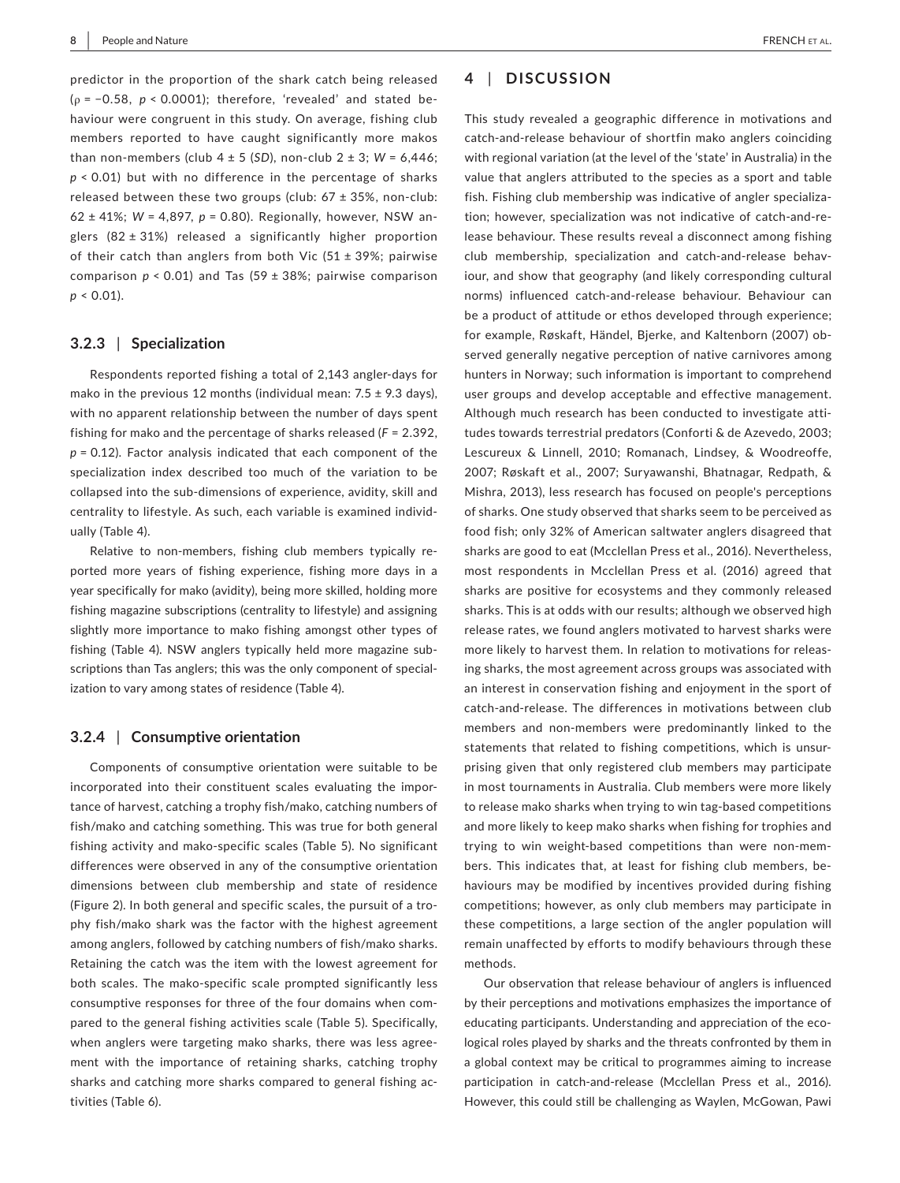predictor in the proportion of the shark catch being released ($\rho = -0.58$, $p < 0.0001$); therefore, 'revealed' and stated behaviour were congruent in this study. On average, fishing club members reported to have caught significantly more makos than non-members (club 4 ± 5 (*SD*), non-club 2 ± 3; $W = 6{,}446$; $p < 0.01$) but with no difference in the percentage of sharks released between these two groups (club: 67 ± 35%, non-club: 62 ± 41%; $W = 4{,}897$, $p = 0.80$). Regionally, however, NSW anglers (82 ± 31%) released a significantly higher proportion of their catch than anglers from both Vic (51 ± 39%; pairwise comparison $p < 0.01$) and Tas (59 ± 38%; pairwise comparison $p < 0.01$).

### 3.2.3 | Specialization

Respondents reported fishing a total of 2,143 angler-days for mako in the previous 12 months (individual mean: 7.5 ± 9.3 days), with no apparent relationship between the number of days spent fishing for mako and the percentage of sharks released ($F = 2.392$, $p = 0.12$). Factor analysis indicated that each component of the specialization index described too much of the variation to be collapsed into the sub-dimensions of experience, avidity, skill and centrality to lifestyle. As such, each variable is examined individually (Table 4).

Relative to non-members, fishing club members typically reported more years of fishing experience, fishing more days in a year specifically for mako (avidity), being more skilled, holding more fishing magazine subscriptions (centrality to lifestyle) and assigning slightly more importance to mako fishing amongst other types of fishing (Table 4). NSW anglers typically held more magazine subscriptions than Tas anglers; this was the only component of specialization to vary among states of residence (Table 4).

### 3.2.4 | Consumptive orientation

Components of consumptive orientation were suitable to be incorporated into their constituent scales evaluating the importance of harvest, catching a trophy fish/mako, catching numbers of fish/mako and catching something. This was true for both general fishing activity and mako-specific scales (Table 5). No significant differences were observed in any of the consumptive orientation dimensions between club membership and state of residence (Figure 2). In both general and specific scales, the pursuit of a trophy fish/mako shark was the factor with the highest agreement among anglers, followed by catching numbers of fish/mako sharks. Retaining the catch was the item with the lowest agreement for both scales. The mako-specific scale prompted significantly less consumptive responses for three of the four domains when compared to the general fishing activities scale (Table 5). Specifically, when anglers were targeting mako sharks, there was less agreement with the importance of retaining sharks, catching trophy sharks and catching more sharks compared to general fishing activities (Table 6).

## 4 | DISCUSSION

This study revealed a geographic difference in motivations and catch-and-release behaviour of shortfin mako anglers coinciding with regional variation (at the level of the 'state' in Australia) in the value that anglers attributed to the species as a sport and table fish. Fishing club membership was indicative of angler specialization; however, specialization was not indicative of catch-and-release behaviour. These results reveal a disconnect among fishing club membership, specialization and catch-and-release behaviour, and show that geography (and likely corresponding cultural norms) influenced catch-and-release behaviour. Behaviour can be a product of attitude or ethos developed through experience; for example, Røskaft, Händel, Bjerke, and Kaltenborn (2007) observed generally negative perception of native carnivores among hunters in Norway; such information is important to comprehend user groups and develop acceptable and effective management. Although much research has been conducted to investigate attitudes towards terrestrial predators (Conforti & de Azevedo, 2003; Lescureux & Linnell, 2010; Romanach, Lindsey, & Woodreoffe, 2007; Røskaft et al., 2007; Suryawanshi, Bhatnagar, Redpath, & Mishra, 2013), less research has focused on people's perceptions of sharks. One study observed that sharks seem to be perceived as food fish; only 32% of American saltwater anglers disagreed that sharks are good to eat (Mcclellan Press et al., 2016). Nevertheless, most respondents in Mcclellan Press et al. (2016) agreed that sharks are positive for ecosystems and they commonly released sharks. This is at odds with our results; although we observed high release rates, we found anglers motivated to harvest sharks were more likely to harvest them. In relation to motivations for releasing sharks, the most agreement across groups was associated with an interest in conservation fishing and enjoyment in the sport of catch-and-release. The differences in motivations between club members and non-members were predominantly linked to the statements that related to fishing competitions, which is unsurprising given that only registered club members may participate in most tournaments in Australia. Club members were more likely to release mako sharks when trying to win tag-based competitions and more likely to keep mako sharks when fishing for trophies and trying to win weight-based competitions than were non-members. This indicates that, at least for fishing club members, behaviours may be modified by incentives provided during fishing competitions; however, as only club members may participate in these competitions, a large section of the angler population will remain unaffected by efforts to modify behaviours through these methods.

Our observation that release behaviour of anglers is influenced by their perceptions and motivations emphasizes the importance of educating participants. Understanding and appreciation of the ecological roles played by sharks and the threats confronted by them in a global context may be critical to programmes aiming to increase participation in catch-and-release (Mcclellan Press et al., 2016). However, this could still be challenging as Waylen, McGowan, Pawi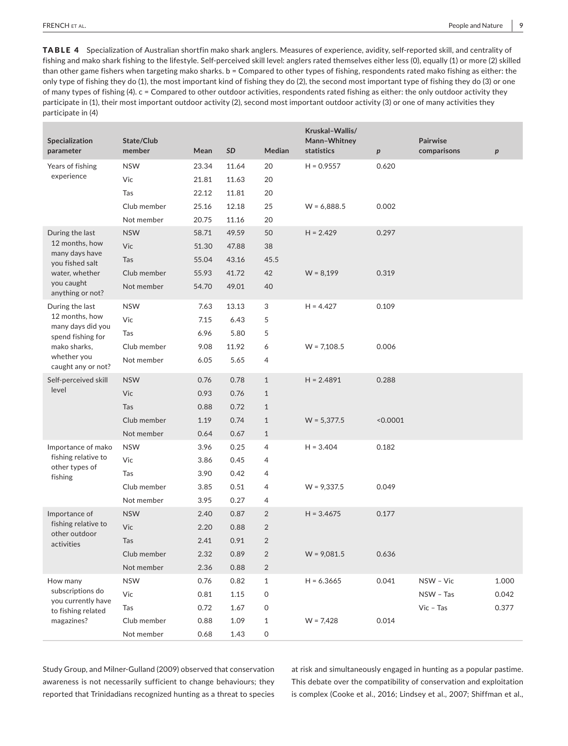**TABLE 4** Specialization of Australian shortfin mako shark anglers. Measures of experience, avidity, self-reported skill, and centrality of fishing and mako shark fishing to the lifestyle. Self-perceived skill level: anglers rated themselves either less (0), equally (1) or more (2) skilled than other game fishers when targeting mako sharks. b = Compared to other types of fishing, respondents rated mako fishing as either: the only type of fishing they do (1), the most important kind of fishing they do (2), the second most important type of fishing they do (3) or one of many types of fishing (4). c = Compared to other outdoor activities, respondents rated fishing as either: the only outdoor activity they participate in (1), their most important outdoor activity (2), second most important outdoor activity (3) or one of many activities they participate in (4)

| Specialization parameter | State/Club member | Mean | *SD* | Median | Kruskal–Wallis/ Mann–Whitney statistics | *p* | Pairwise comparisons | *p* |
|---|---|---|---|---|---|---|---|---|
| Years of fishing experience | NSW | 23.34 | 11.64 | 20 | H = 0.9557 | 0.620 | | |
| | Vic | 21.81 | 11.63 | 20 | | | | |
| | Tas | 22.12 | 11.81 | 20 | | | | |
| | Club member | 25.16 | 12.18 | 25 | W = 6,888.5 | 0.002 | | |
| | Not member | 20.75 | 11.16 | 20 | | | | |
| During the last 12 months, how many days have you fished salt water, whether you caught anything or not? | NSW | 58.71 | 49.59 | 50 | H = 2.429 | 0.297 | | |
| | Vic | 51.30 | 47.88 | 38 | | | | |
| | Tas | 55.04 | 43.16 | 45.5 | | | | |
| | Club member | 55.93 | 41.72 | 42 | W = 8,199 | 0.319 | | |
| | Not member | 54.70 | 49.01 | 40 | | | | |
| During the last 12 months, how many days did you spend fishing for mako sharks, whether you caught any or not? | NSW | 7.63 | 13.13 | 3 | H = 4.427 | 0.109 | | |
| | Vic | 7.15 | 6.43 | 5 | | | | |
| | Tas | 6.96 | 5.80 | 5 | | | | |
| | Club member | 9.08 | 11.92 | 6 | W = 7,108.5 | 0.006 | | |
| | Not member | 6.05 | 5.65 | 4 | | | | |
| Self-perceived skill level | NSW | 0.76 | 0.78 | 1 | H = 2.4891 | 0.288 | | |
| | Vic | 0.93 | 0.76 | 1 | | | | |
| | Tas | 0.88 | 0.72 | 1 | | | | |
| | Club member | 1.19 | 0.74 | 1 | W = 5,377.5 | <0.0001 | | |
| | Not member | 0.64 | 0.67 | 1 | | | | |
| Importance of mako fishing relative to other types of fishing | NSW | 3.96 | 0.25 | 4 | H = 3.404 | 0.182 | | |
| | Vic | 3.86 | 0.45 | 4 | | | | |
| | Tas | 3.90 | 0.42 | 4 | | | | |
| | Club member | 3.85 | 0.51 | 4 | W = 9,337.5 | 0.049 | | |
| | Not member | 3.95 | 0.27 | 4 | | | | |
| Importance of fishing relative to other outdoor activities | NSW | 2.40 | 0.87 | 2 | H = 3.4675 | 0.177 | | |
| | Vic | 2.20 | 0.88 | 2 | | | | |
| | Tas | 2.41 | 0.91 | 2 | | | | |
| | Club member | 2.32 | 0.89 | 2 | W = 9,081.5 | 0.636 | | |
| | Not member | 2.36 | 0.88 | 2 | | | | |
| How many subscriptions do you currently have to fishing related magazines? | NSW | 0.76 | 0.82 | 1 | H = 6.3665 | 0.041 | NSW – Vic | 1.000 |
| | Vic | 0.81 | 1.15 | 0 | | | NSW – Tas | 0.042 |
| | Tas | 0.72 | 1.67 | 0 | | | Vic – Tas | 0.377 |
| | Club member | 0.88 | 1.09 | 1 | W = 7,428 | 0.014 | | |
| | Not member | 0.68 | 1.43 | 0 | | | | |

Study Group, and Milner-Gulland (2009) observed that conservation awareness is not necessarily sufficient to change behaviours; they reported that Trinidadians recognized hunting as a threat to species at risk and simultaneously engaged in hunting as a popular pastime. This debate over the compatibility of conservation and exploitation is complex (Cooke et al., 2016; Lindsey et al., 2007; Shiffman et al.,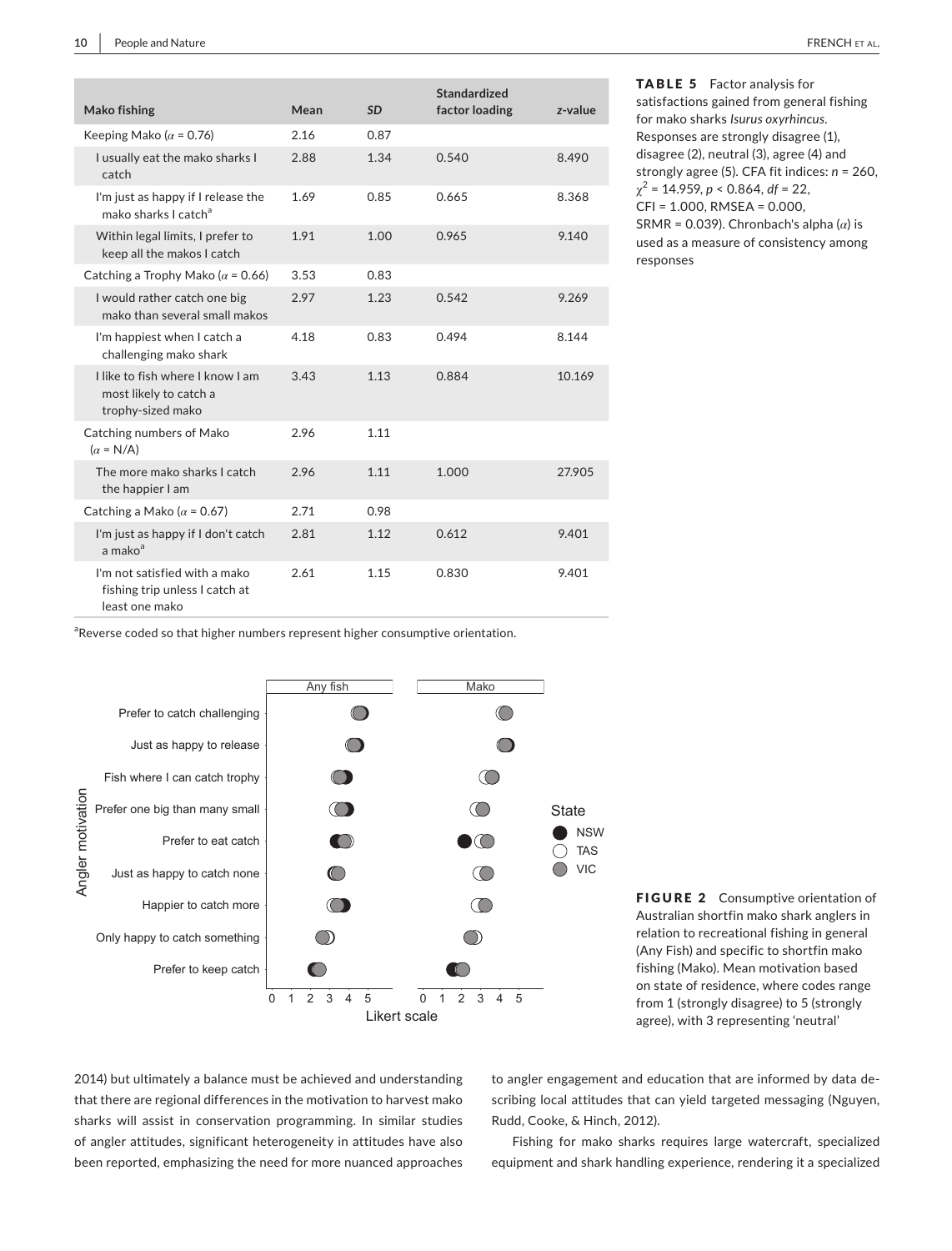**TABLE 5** Factor analysis for satisfactions gained from general fishing for mako sharks *Isurus oxyrhincus*. Responses are strongly disagree (1), disagree (2), neutral (3), agree (4) and strongly agree (5). CFA fit indices: $n = 260$, $\chi^2 = 14.959$, $p < 0.864$, $df = 22$, CFI = 1.000, RMSEA = 0.000, SRMR = 0.039). Chronbach's alpha ($\alpha$) is used as a measure of consistency among responses

| Mako fishing | Mean | *SD* | Standardized factor loading | *z*-value |
|---|---|---|---|---|
| Keeping Mako ($\alpha = 0.76$) | 2.16 | 0.87 | | |
| I usually eat the mako sharks I catch | 2.88 | 1.34 | 0.540 | 8.490 |
| I'm just as happy if I release the mako sharks I catch[a] | 1.69 | 0.85 | 0.665 | 8.368 |
| Within legal limits, I prefer to keep all the makos I catch | 1.91 | 1.00 | 0.965 | 9.140 |
| Catching a Trophy Mako ($\alpha = 0.66$) | 3.53 | 0.83 | | |
| I would rather catch one big mako than several small makos | 2.97 | 1.23 | 0.542 | 9.269 |
| I'm happiest when I catch a challenging mako shark | 4.18 | 0.83 | 0.494 | 8.144 |
| I like to fish where I know I am most likely to catch a trophy-sized mako | 3.43 | 1.13 | 0.884 | 10.169 |
| Catching numbers of Mako ($\alpha$ = N/A) | 2.96 | 1.11 | | |
| The more mako sharks I catch the happier I am | 2.96 | 1.11 | 1.000 | 27.905 |
| Catching a Mako ($\alpha = 0.67$) | 2.71 | 0.98 | | |
| I'm just as happy if I don't catch a mako[a] | 2.81 | 1.12 | 0.612 | 9.401 |
| I'm not satisfied with a mako fishing trip unless I catch at least one mako | 2.61 | 1.15 | 0.830 | 9.401 |

[a]Reverse coded so that higher numbers represent higher consumptive orientation.

**FIGURE 2** Consumptive orientation of Australian shortfin mako shark anglers in relation to recreational fishing in general (Any Fish) and specific to shortfin mako fishing (Mako). Mean motivation based on state of residence, where codes range from 1 (strongly disagree) to 5 (strongly agree), with 3 representing 'neutral'

2014) but ultimately a balance must be achieved and understanding that there are regional differences in the motivation to harvest mako sharks will assist in conservation programming. In similar studies of angler attitudes, significant heterogeneity in attitudes have also been reported, emphasizing the need for more nuanced approaches to angler engagement and education that are informed by data describing local attitudes that can yield targeted messaging (Nguyen, Rudd, Cooke, & Hinch, 2012).

Fishing for mako sharks requires large watercraft, specialized equipment and shark handling experience, rendering it a specialized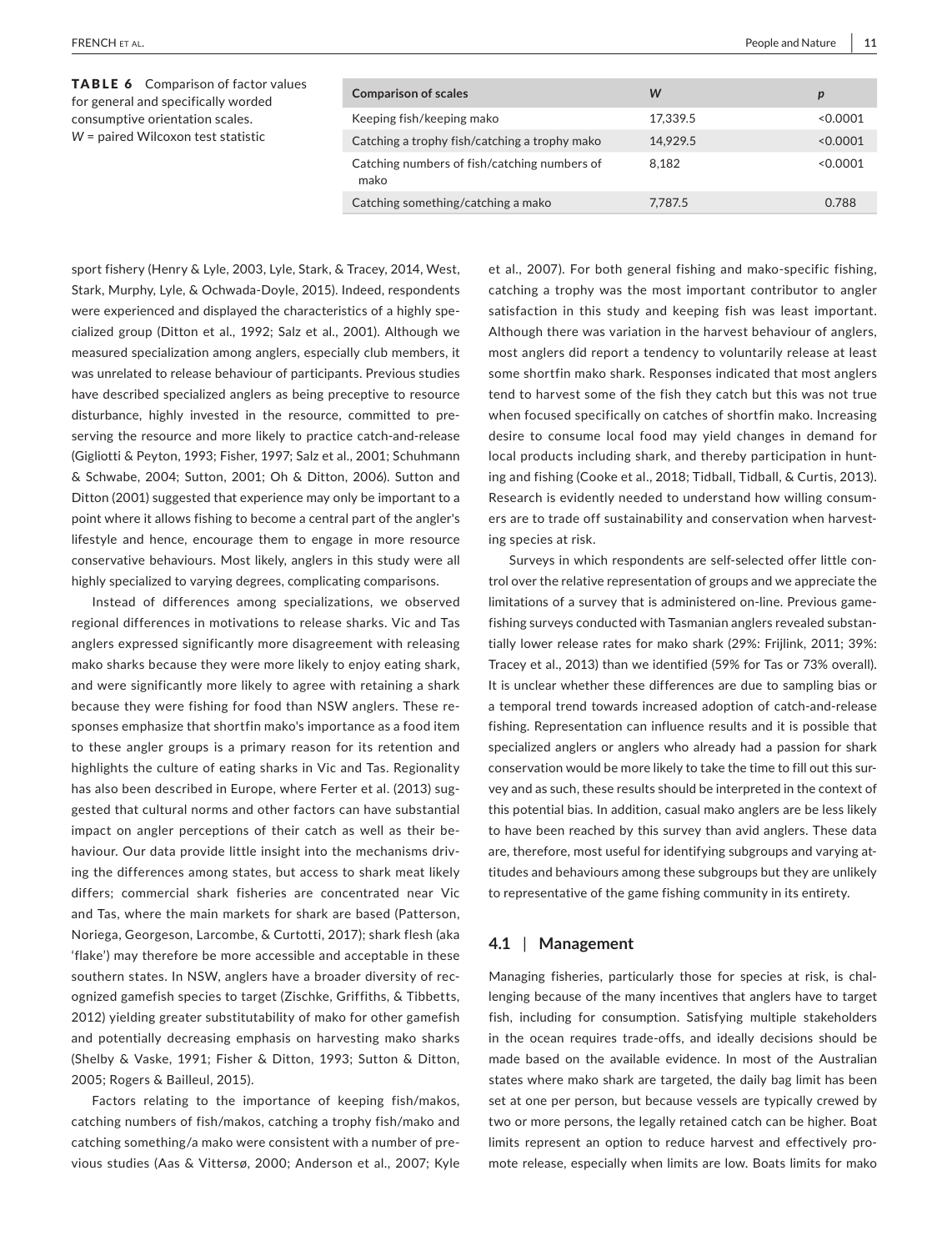**TABLE 6** Comparison of factor values for general and specifically worded consumptive orientation scales. *W* = paired Wilcoxon test statistic

| Comparison of scales | *W* | *p* |
|---|---|---|
| Keeping fish/keeping mako | 17,339.5 | <0.0001 |
| Catching a trophy fish/catching a trophy mako | 14,929.5 | <0.0001 |
| Catching numbers of fish/catching numbers of mako | 8,182 | <0.0001 |
| Catching something/catching a mako | 7,787.5 | 0.788 |

sport fishery (Henry & Lyle, 2003, Lyle, Stark, & Tracey, 2014, West, Stark, Murphy, Lyle, & Ochwada-Doyle, 2015). Indeed, respondents were experienced and displayed the characteristics of a highly specialized group (Ditton et al., 1992; Salz et al., 2001). Although we measured specialization among anglers, especially club members, it was unrelated to release behaviour of participants. Previous studies have described specialized anglers as being preceptive to resource disturbance, highly invested in the resource, committed to preserving the resource and more likely to practice catch-and-release (Gigliotti & Peyton, 1993; Fisher, 1997; Salz et al., 2001; Schuhmann & Schwabe, 2004; Sutton, 2001; Oh & Ditton, 2006). Sutton and Ditton (2001) suggested that experience may only be important to a point where it allows fishing to become a central part of the angler's lifestyle and hence, encourage them to engage in more resource conservative behaviours. Most likely, anglers in this study were all highly specialized to varying degrees, complicating comparisons.

Instead of differences among specializations, we observed regional differences in motivations to release sharks. Vic and Tas anglers expressed significantly more disagreement with releasing mako sharks because they were more likely to enjoy eating shark, and were significantly more likely to agree with retaining a shark because they were fishing for food than NSW anglers. These responses emphasize that shortfin mako's importance as a food item to these angler groups is a primary reason for its retention and highlights the culture of eating sharks in Vic and Tas. Regionality has also been described in Europe, where Ferter et al. (2013) suggested that cultural norms and other factors can have substantial impact on angler perceptions of their catch as well as their behaviour. Our data provide little insight into the mechanisms driving the differences among states, but access to shark meat likely differs; commercial shark fisheries are concentrated near Vic and Tas, where the main markets for shark are based (Patterson, Noriega, Georgeson, Larcombe, & Curtotti, 2017); shark flesh (aka 'flake') may therefore be more accessible and acceptable in these southern states. In NSW, anglers have a broader diversity of recognized gamefish species to target (Zischke, Griffiths, & Tibbetts, 2012) yielding greater substitutability of mako for other gamefish and potentially decreasing emphasis on harvesting mako sharks (Shelby & Vaske, 1991; Fisher & Ditton, 1993; Sutton & Ditton, 2005; Rogers & Bailleul, 2015).

Factors relating to the importance of keeping fish/makos, catching numbers of fish/makos, catching a trophy fish/mako and catching something/a mako were consistent with a number of previous studies (Aas & Vittersø, 2000; Anderson et al., 2007; Kyle et al., 2007). For both general fishing and mako-specific fishing, catching a trophy was the most important contributor to angler satisfaction in this study and keeping fish was least important. Although there was variation in the harvest behaviour of anglers, most anglers did report a tendency to voluntarily release at least some shortfin mako shark. Responses indicated that most anglers tend to harvest some of the fish they catch but this was not true when focused specifically on catches of shortfin mako. Increasing desire to consume local food may yield changes in demand for local products including shark, and thereby participation in hunting and fishing (Cooke et al., 2018; Tidball, Tidball, & Curtis, 2013). Research is evidently needed to understand how willing consumers are to trade off sustainability and conservation when harvesting species at risk.

Surveys in which respondents are self-selected offer little control over the relative representation of groups and we appreciate the limitations of a survey that is administered on-line. Previous gamefishing surveys conducted with Tasmanian anglers revealed substantially lower release rates for mako shark (29%: Frijlink, 2011; 39%: Tracey et al., 2013) than we identified (59% for Tas or 73% overall). It is unclear whether these differences are due to sampling bias or a temporal trend towards increased adoption of catch-and-release fishing. Representation can influence results and it is possible that specialized anglers or anglers who already had a passion for shark conservation would be more likely to take the time to fill out this survey and as such, these results should be interpreted in the context of this potential bias. In addition, casual mako anglers are be less likely to have been reached by this survey than avid anglers. These data are, therefore, most useful for identifying subgroups and varying attitudes and behaviours among these subgroups but they are unlikely to representative of the game fishing community in its entirety.

### 4.1 | Management

Managing fisheries, particularly those for species at risk, is challenging because of the many incentives that anglers have to target fish, including for consumption. Satisfying multiple stakeholders in the ocean requires trade-offs, and ideally decisions should be made based on the available evidence. In most of the Australian states where mako shark are targeted, the daily bag limit has been set at one per person, but because vessels are typically crewed by two or more persons, the legally retained catch can be higher. Boat limits represent an option to reduce harvest and effectively promote release, especially when limits are low. Boats limits for mako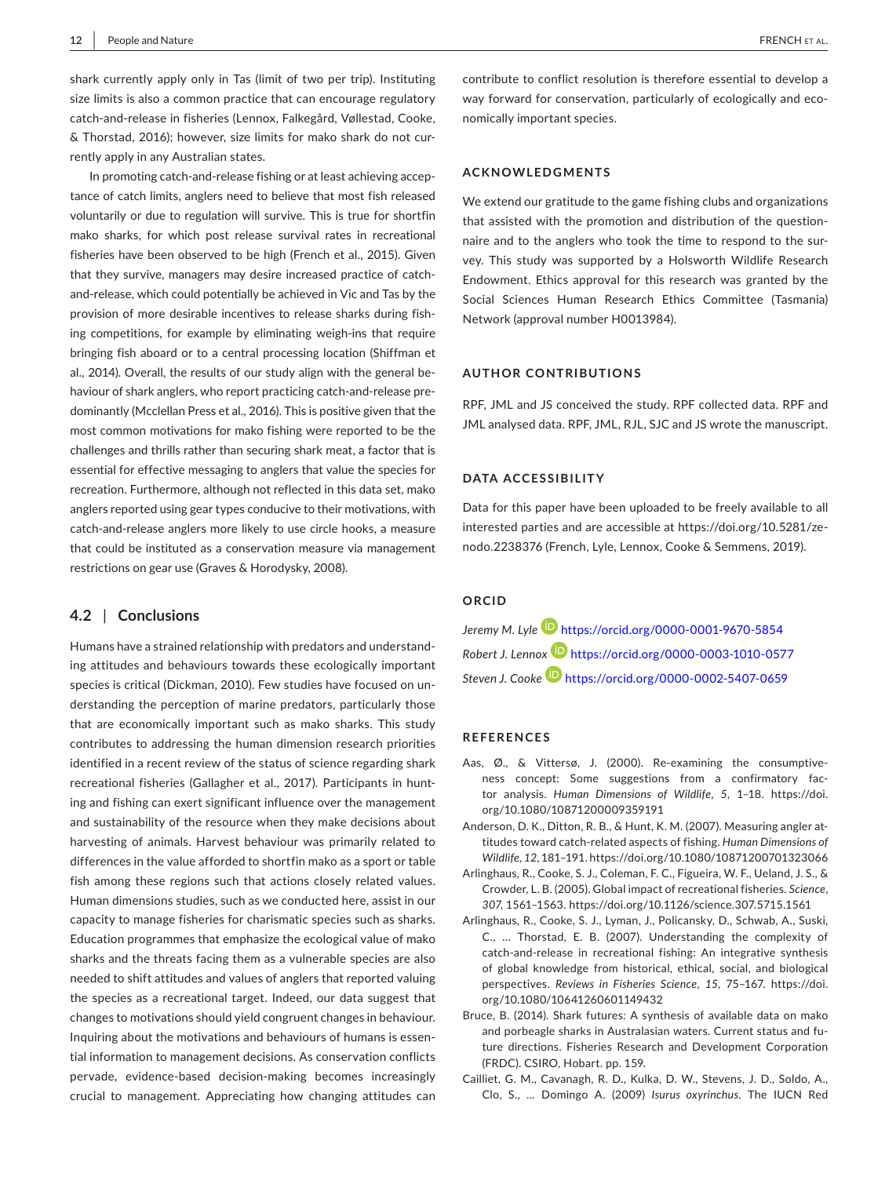shark currently apply only in Tas (limit of two per trip). Instituting size limits is also a common practice that can encourage regulatory catch-and-release in fisheries (Lennox, Falkegård, Vøllestad, Cooke, & Thorstad, 2016); however, size limits for mako shark do not currently apply in any Australian states.

In promoting catch-and-release fishing or at least achieving acceptance of catch limits, anglers need to believe that most fish released voluntarily or due to regulation will survive. This is true for shortfin mako sharks, for which post release survival rates in recreational fisheries have been observed to be high (French et al., 2015). Given that they survive, managers may desire increased practice of catch-and-release, which could potentially be achieved in Vic and Tas by the provision of more desirable incentives to release sharks during fishing competitions, for example by eliminating weigh-ins that require bringing fish aboard or to a central processing location (Shiffman et al., 2014). Overall, the results of our study align with the general behaviour of shark anglers, who report practicing catch-and-release predominantly (Mcclellan Press et al., 2016). This is positive given that the most common motivations for mako fishing were reported to be the challenges and thrills rather than securing shark meat, a factor that is essential for effective messaging to anglers that value the species for recreation. Furthermore, although not reflected in this data set, mako anglers reported using gear types conducive to their motivations, with catch-and-release anglers more likely to use circle hooks, a measure that could be instituted as a conservation measure via management restrictions on gear use (Graves & Horodysky, 2008).

### 4.2 | Conclusions

Humans have a strained relationship with predators and understanding attitudes and behaviours towards these ecologically important species is critical (Dickman, 2010). Few studies have focused on understanding the perception of marine predators, particularly those that are economically important such as mako sharks. This study contributes to addressing the human dimension research priorities identified in a recent review of the status of science regarding shark recreational fisheries (Gallagher et al., 2017). Participants in hunting and fishing can exert significant influence over the management and sustainability of the resource when they make decisions about harvesting of animals. Harvest behaviour was primarily related to differences in the value afforded to shortfin mako as a sport or table fish among these regions such that actions closely related values. Human dimensions studies, such as we conducted here, assist in our capacity to manage fisheries for charismatic species such as sharks. Education programmes that emphasize the ecological value of mako sharks and the threats facing them as a vulnerable species are also needed to shift attitudes and values of anglers that reported valuing the species as a recreational target. Indeed, our data suggest that changes to motivations should yield congruent changes in behaviour. Inquiring about the motivations and behaviours of humans is essential information to management decisions. As conservation conflicts pervade, evidence-based decision-making becomes increasingly crucial to management. Appreciating how changing attitudes can contribute to conflict resolution is therefore essential to develop a way forward for conservation, particularly of ecologically and economically important species.

## ACKNOWLEDGMENTS

We extend our gratitude to the game fishing clubs and organizations that assisted with the promotion and distribution of the questionnaire and to the anglers who took the time to respond to the survey. This study was supported by a Holsworth Wildlife Research Endowment. Ethics approval for this research was granted by the Social Sciences Human Research Ethics Committee (Tasmania) Network (approval number H0013984).

## AUTHOR CONTRIBUTIONS

RPF, JML and JS conceived the study. RPF collected data. RPF and JML analysed data. RPF, JML, RJL, SJC and JS wrote the manuscript.

## DATA ACCESSIBILITY

Data for this paper have been uploaded to be freely available to all interested parties and are accessible at https://doi.org/10.5281/zenodo.2238376 (French, Lyle, Lennox, Cooke & Semmens, 2019).

## ORCID

*Jeremy M. Lyle* https://orcid.org/0000-0001-9670-5854

*Robert J. Lennox* https://orcid.org/0000-0003-1010-0577

*Steven J. Cooke* https://orcid.org/0000-0002-5407-0659

## REFERENCES

Aas, Ø., & Vittersø, J. (2000). Re-examining the consumptiveness concept: Some suggestions from a confirmatory factor analysis. *Human Dimensions of Wildlife*, *5*, 1–18. https://doi.org/10.1080/10871200009359191

Anderson, D. K., Ditton, R. B., & Hunt, K. M. (2007). Measuring angler attitudes toward catch-related aspects of fishing. *Human Dimensions of Wildlife*, *12*, 181–191. https://doi.org/10.1080/10871200701323066

Arlinghaus, R., Cooke, S. J., Coleman, F. C., Figueira, W. F., Ueland, J. S., & Crowder, L. B. (2005). Global impact of recreational fisheries. *Science*, *307*, 1561–1563. https://doi.org/10.1126/science.307.5715.1561

Arlinghaus, R., Cooke, S. J., Lyman, J., Policansky, D., Schwab, A., Suski, C., … Thorstad, E. B. (2007). Understanding the complexity of catch-and-release in recreational fishing: An integrative synthesis of global knowledge from historical, ethical, social, and biological perspectives. *Reviews in Fisheries Science*, *15*, 75–167. https://doi.org/10.1080/10641260601149432

Bruce, B. (2014). Shark futures: A synthesis of available data on mako and porbeagle sharks in Australasian waters. Current status and future directions. Fisheries Research and Development Corporation (FRDC). CSIRO, Hobart. pp. 159.

Cailliet, G. M., Cavanagh, R. D., Kulka, D. W., Stevens, J. D., Soldo, A., Clo, S., … Domingo A. (2009) *Isurus oxyrinchus*. The IUCN Red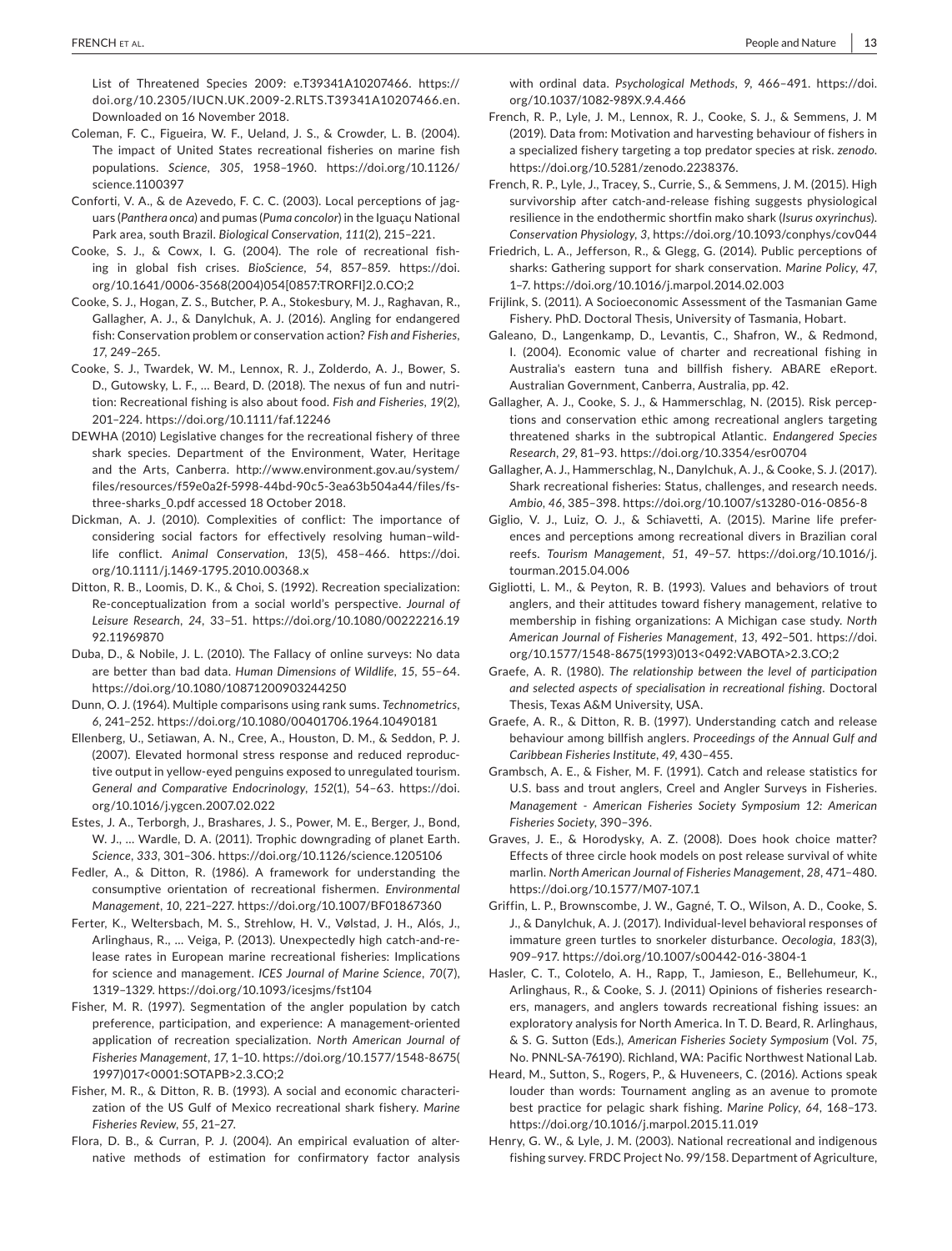List of Threatened Species 2009: e.T39341A10207466. https://doi.org/10.2305/IUCN.UK.2009-2.RLTS.T39341A10207466.en. Downloaded on 16 November 2018.

Coleman, F. C., Figueira, W. F., Ueland, J. S., & Crowder, L. B. (2004). The impact of United States recreational fisheries on marine fish populations. *Science*, *305*, 1958–1960. https://doi.org/10.1126/science.1100397

Conforti, V. A., & de Azevedo, F. C. C. (2003). Local perceptions of jaguars (*Panthera onca*) and pumas (*Puma concolor*) in the Iguaçu National Park area, south Brazil. *Biological Conservation*, *111*(2), 215–221.

Cooke, S. J., & Cowx, I. G. (2004). The role of recreational fishing in global fish crises. *BioScience*, *54*, 857–859. https://doi.org/10.1641/0006-3568(2004)054[0857:TRORFI]2.0.CO;2

Cooke, S. J., Hogan, Z. S., Butcher, P. A., Stokesbury, M. J., Raghavan, R., Gallagher, A. J., & Danylchuk, A. J. (2016). Angling for endangered fish: Conservation problem or conservation action? *Fish and Fisheries*, *17*, 249–265.

Cooke, S. J., Twardek, W. M., Lennox, R. J., Zolderdo, A. J., Bower, S. D., Gutowsky, L. F., … Beard, D. (2018). The nexus of fun and nutrition: Recreational fishing is also about food. *Fish and Fisheries*, *19*(2), 201–224. https://doi.org/10.1111/faf.12246

DEWHA (2010) Legislative changes for the recreational fishery of three shark species. Department of the Environment, Water, Heritage and the Arts, Canberra. http://www.environment.gov.au/system/files/resources/f59e0a2f-5998-44bd-90c5-3ea63b504a44/files/fs-three-sharks_0.pdf accessed 18 October 2018.

Dickman, A. J. (2010). Complexities of conflict: The importance of considering social factors for effectively resolving human–wildlife conflict. *Animal Conservation*, *13*(5), 458–466. https://doi.org/10.1111/j.1469-1795.2010.00368.x

Ditton, R. B., Loomis, D. K., & Choi, S. (1992). Recreation specialization: Re-conceptualization from a social world's perspective. *Journal of Leisure Research*, *24*, 33–51. https://doi.org/10.1080/00222216.1992.11969870

Duba, D., & Nobile, J. L. (2010). The Fallacy of online surveys: No data are better than bad data. *Human Dimensions of Wildlife*, *15*, 55–64. https://doi.org/10.1080/10871200903244250

Dunn, O. J. (1964). Multiple comparisons using rank sums. *Technometrics*, *6*, 241–252. https://doi.org/10.1080/00401706.1964.10490181

Ellenberg, U., Setiawan, A. N., Cree, A., Houston, D. M., & Seddon, P. J. (2007). Elevated hormonal stress response and reduced reproductive output in yellow-eyed penguins exposed to unregulated tourism. *General and Comparative Endocrinology*, *152*(1), 54–63. https://doi.org/10.1016/j.ygcen.2007.02.022

Estes, J. A., Terborgh, J., Brashares, J. S., Power, M. E., Berger, J., Bond, W. J., … Wardle, D. A. (2011). Trophic downgrading of planet Earth. *Science*, *333*, 301–306. https://doi.org/10.1126/science.1205106

Fedler, A., & Ditton, R. (1986). A framework for understanding the consumptive orientation of recreational fishermen. *Environmental Management*, *10*, 221–227. https://doi.org/10.1007/BF01867360

Ferter, K., Weltersbach, M. S., Strehlow, H. V., Vølstad, J. H., Alós, J., Arlinghaus, R., … Veiga, P. (2013). Unexpectedly high catch-and-release rates in European marine recreational fisheries: Implications for science and management. *ICES Journal of Marine Science*, *70*(7), 1319–1329. https://doi.org/10.1093/icesjms/fst104

Fisher, M. R. (1997). Segmentation of the angler population by catch preference, participation, and experience: A management-oriented application of recreation specialization. *North American Journal of Fisheries Management*, *17*, 1–10. https://doi.org/10.1577/1548-8675(1997)017<0001:SOTAPB>2.3.CO;2

Fisher, M. R., & Ditton, R. B. (1993). A social and economic characterization of the US Gulf of Mexico recreational shark fishery. *Marine Fisheries Review*, *55*, 21–27.

Flora, D. B., & Curran, P. J. (2004). An empirical evaluation of alternative methods of estimation for confirmatory factor analysis with ordinal data. *Psychological Methods*, *9*, 466–491. https://doi.org/10.1037/1082-989X.9.4.466

French, R. P., Lyle, J. M., Lennox, R. J., Cooke, S. J., & Semmens, J. M (2019). Data from: Motivation and harvesting behaviour of fishers in a specialized fishery targeting a top predator species at risk. *zenodo*. https://doi.org/10.5281/zenodo.2238376.

French, R. P., Lyle, J., Tracey, S., Currie, S., & Semmens, J. M. (2015). High survivorship after catch-and-release fishing suggests physiological resilience in the endothermic shortfin mako shark (*Isurus oxyrinchus*). *Conservation Physiology*, *3*, https://doi.org/10.1093/conphys/cov044

Friedrich, L. A., Jefferson, R., & Glegg, G. (2014). Public perceptions of sharks: Gathering support for shark conservation. *Marine Policy*, *47*, 1–7. https://doi.org/10.1016/j.marpol.2014.02.003

Frijlink, S. (2011). A Socioeconomic Assessment of the Tasmanian Game Fishery. PhD. Doctoral Thesis, University of Tasmania, Hobart.

Galeano, D., Langenkamp, D., Levantis, C., Shafron, W., & Redmond, I. (2004). Economic value of charter and recreational fishing in Australia's eastern tuna and billfish fishery. ABARE eReport. Australian Government, Canberra, Australia, pp. 42.

Gallagher, A. J., Cooke, S. J., & Hammerschlag, N. (2015). Risk perceptions and conservation ethic among recreational anglers targeting threatened sharks in the subtropical Atlantic. *Endangered Species Research*, *29*, 81–93. https://doi.org/10.3354/esr00704

Gallagher, A. J., Hammerschlag, N., Danylchuk, A. J., & Cooke, S. J. (2017). Shark recreational fisheries: Status, challenges, and research needs. *Ambio*, *46*, 385–398. https://doi.org/10.1007/s13280-016-0856-8

Giglio, V. J., Luiz, O. J., & Schiavetti, A. (2015). Marine life preferences and perceptions among recreational divers in Brazilian coral reefs. *Tourism Management*, *51*, 49–57. https://doi.org/10.1016/j.tourman.2015.04.006

Gigliotti, L. M., & Peyton, R. B. (1993). Values and behaviors of trout anglers, and their attitudes toward fishery management, relative to membership in fishing organizations: A Michigan case study. *North American Journal of Fisheries Management*, *13*, 492–501. https://doi.org/10.1577/1548-8675(1993)013<0492:VABOTA>2.3.CO;2

Graefe, A. R. (1980). *The relationship between the level of participation and selected aspects of specialisation in recreational fishing*. Doctoral Thesis, Texas A&M University, USA.

Graefe, A. R., & Ditton, R. B. (1997). Understanding catch and release behaviour among billfish anglers. *Proceedings of the Annual Gulf and Caribbean Fisheries Institute*, *49*, 430–455.

Grambsch, A. E., & Fisher, M. F. (1991). Catch and release statistics for U.S. bass and trout anglers, Creel and Angler Surveys in Fisheries. *Management - American Fisheries Society Symposium 12: American Fisheries Society*, 390–396.

Graves, J. E., & Horodysky, A. Z. (2008). Does hook choice matter? Effects of three circle hook models on post release survival of white marlin. *North American Journal of Fisheries Management*, *28*, 471–480. https://doi.org/10.1577/M07-107.1

Griffin, L. P., Brownscombe, J. W., Gagné, T. O., Wilson, A. D., Cooke, S. J., & Danylchuk, A. J. (2017). Individual-level behavioral responses of immature green turtles to snorkeler disturbance. *Oecologia*, *183*(3), 909–917. https://doi.org/10.1007/s00442-016-3804-1

Hasler, C. T., Colotelo, A. H., Rapp, T., Jamieson, E., Bellehumeur, K., Arlinghaus, R., & Cooke, S. J. (2011) Opinions of fisheries researchers, managers, and anglers towards recreational fishing issues: an exploratory analysis for North America. In T. D. Beard, R. Arlinghaus, & S. G. Sutton (Eds.), *American Fisheries Society Symposium* (Vol. *75*, No. PNNL-SA-76190). Richland, WA: Pacific Northwest National Lab.

Heard, M., Sutton, S., Rogers, P., & Huveneers, C. (2016). Actions speak louder than words: Tournament angling as an avenue to promote best practice for pelagic shark fishing. *Marine Policy*, *64*, 168–173. https://doi.org/10.1016/j.marpol.2015.11.019

Henry, G. W., & Lyle, J. M. (2003). National recreational and indigenous fishing survey. FRDC Project No. 99/158. Department of Agriculture,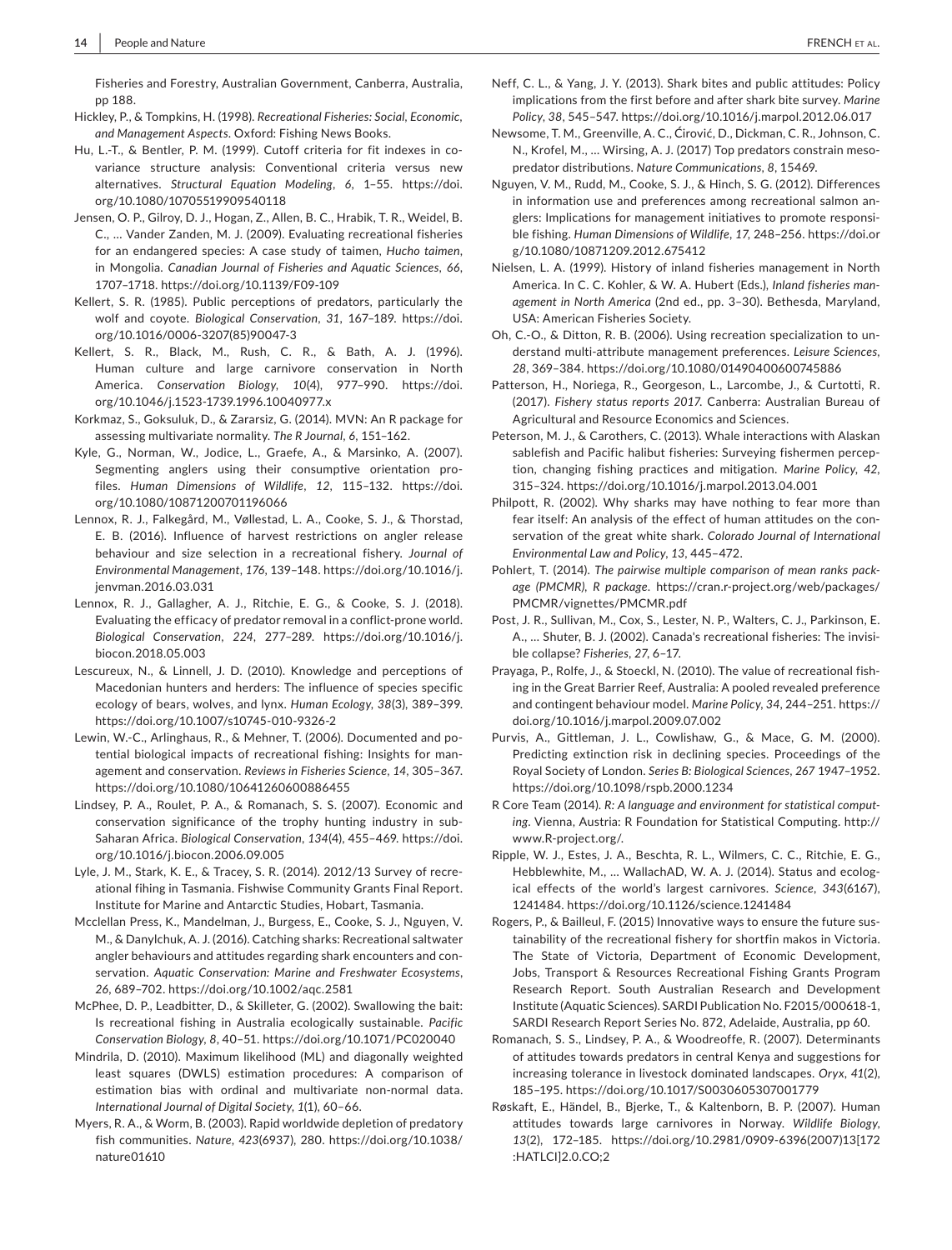Fisheries and Forestry, Australian Government, Canberra, Australia, pp 188.

Hickley, P., & Tompkins, H. (1998). *Recreational Fisheries: Social, Economic, and Management Aspects*. Oxford: Fishing News Books.

Hu, L.-T., & Bentler, P. M. (1999). Cutoff criteria for fit indexes in covariance structure analysis: Conventional criteria versus new alternatives. *Structural Equation Modeling*, *6*, 1–55. https://doi.org/10.1080/10705519909540118

Jensen, O. P., Gilroy, D. J., Hogan, Z., Allen, B. C., Hrabik, T. R., Weidel, B. C., … Vander Zanden, M. J. (2009). Evaluating recreational fisheries for an endangered species: A case study of taimen, *Hucho taimen*, in Mongolia. *Canadian Journal of Fisheries and Aquatic Sciences*, *66*, 1707–1718. https://doi.org/10.1139/F09-109

Kellert, S. R. (1985). Public perceptions of predators, particularly the wolf and coyote. *Biological Conservation*, *31*, 167–189. https://doi.org/10.1016/0006-3207(85)90047-3

Kellert, S. R., Black, M., Rush, C. R., & Bath, A. J. (1996). Human culture and large carnivore conservation in North America. *Conservation Biology*, *10*(4), 977–990. https://doi.org/10.1046/j.1523-1739.1996.10040977.x

Korkmaz, S., Goksuluk, D., & Zararsiz, G. (2014). MVN: An R package for assessing multivariate normality. *The R Journal*, *6*, 151–162.

Kyle, G., Norman, W., Jodice, L., Graefe, A., & Marsinko, A. (2007). Segmenting anglers using their consumptive orientation profiles. *Human Dimensions of Wildlife*, *12*, 115–132. https://doi.org/10.1080/10871200701196066

Lennox, R. J., Falkegård, M., Vøllestad, L. A., Cooke, S. J., & Thorstad, E. B. (2016). Influence of harvest restrictions on angler release behaviour and size selection in a recreational fishery. *Journal of Environmental Management*, *176*, 139–148. https://doi.org/10.1016/j.jenvman.2016.03.031

Lennox, R. J., Gallagher, A. J., Ritchie, E. G., & Cooke, S. J. (2018). Evaluating the efficacy of predator removal in a conflict-prone world. *Biological Conservation*, *224*, 277–289. https://doi.org/10.1016/j.biocon.2018.05.003

Lescureux, N., & Linnell, J. D. (2010). Knowledge and perceptions of Macedonian hunters and herders: The influence of species specific ecology of bears, wolves, and lynx. *Human Ecology*, *38*(3), 389–399. https://doi.org/10.1007/s10745-010-9326-2

Lewin, W.-C., Arlinghaus, R., & Mehner, T. (2006). Documented and potential biological impacts of recreational fishing: Insights for management and conservation. *Reviews in Fisheries Science*, *14*, 305–367. https://doi.org/10.1080/10641260600886455

Lindsey, P. A., Roulet, P. A., & Romanach, S. S. (2007). Economic and conservation significance of the trophy hunting industry in sub-Saharan Africa. *Biological Conservation*, *134*(4), 455–469. https://doi.org/10.1016/j.biocon.2006.09.005

Lyle, J. M., Stark, K. E., & Tracey, S. R. (2014). 2012/13 Survey of recreational fihing in Tasmania. Fishwise Community Grants Final Report. Institute for Marine and Antarctic Studies, Hobart, Tasmania.

Mcclellan Press, K., Mandelman, J., Burgess, E., Cooke, S. J., Nguyen, V. M., & Danylchuk, A. J. (2016). Catching sharks: Recreational saltwater angler behaviours and attitudes regarding shark encounters and conservation. *Aquatic Conservation: Marine and Freshwater Ecosystems*, *26*, 689–702. https://doi.org/10.1002/aqc.2581

McPhee, D. P., Leadbitter, D., & Skilleter, G. (2002). Swallowing the bait: Is recreational fishing in Australia ecologically sustainable. *Pacific Conservation Biology*, *8*, 40–51. https://doi.org/10.1071/PC020040

Mindrila, D. (2010). Maximum likelihood (ML) and diagonally weighted least squares (DWLS) estimation procedures: A comparison of estimation bias with ordinal and multivariate non-normal data. *International Journal of Digital Society*, *1*(1), 60–66.

Myers, R. A., & Worm, B. (2003). Rapid worldwide depletion of predatory fish communities. *Nature*, *423*(6937), 280. https://doi.org/10.1038/nature01610

Neff, C. L., & Yang, J. Y. (2013). Shark bites and public attitudes: Policy implications from the first before and after shark bite survey. *Marine Policy*, *38*, 545–547. https://doi.org/10.1016/j.marpol.2012.06.017

Newsome, T. M., Greenville, A. C., Ćirović, D., Dickman, C. R., Johnson, C. N., Krofel, M., … Wirsing, A. J. (2017) Top predators constrain mesopredator distributions. *Nature Communications*, *8*, 15469.

Nguyen, V. M., Rudd, M., Cooke, S. J., & Hinch, S. G. (2012). Differences in information use and preferences among recreational salmon anglers: Implications for management initiatives to promote responsible fishing. *Human Dimensions of Wildlife*, *17*, 248–256. https://doi.org/10.1080/10871209.2012.675412

Nielsen, L. A. (1999). History of inland fisheries management in North America. In C. C. Kohler, & W. A. Hubert (Eds.), *Inland fisheries management in North America* (2nd ed., pp. 3–30). Bethesda, Maryland, USA: American Fisheries Society.

Oh, C.-O., & Ditton, R. B. (2006). Using recreation specialization to understand multi-attribute management preferences. *Leisure Sciences*, *28*, 369–384. https://doi.org/10.1080/01490400600745886

Patterson, H., Noriega, R., Georgeson, L., Larcombe, J., & Curtotti, R. (2017). *Fishery status reports 2017*. Canberra: Australian Bureau of Agricultural and Resource Economics and Sciences.

Peterson, M. J., & Carothers, C. (2013). Whale interactions with Alaskan sablefish and Pacific halibut fisheries: Surveying fishermen perception, changing fishing practices and mitigation. *Marine Policy*, *42*, 315–324. https://doi.org/10.1016/j.marpol.2013.04.001

Philpott, R. (2002). Why sharks may have nothing to fear more than fear itself: An analysis of the effect of human attitudes on the conservation of the great white shark. *Colorado Journal of International Environmental Law and Policy*, *13*, 445–472.

Pohlert, T. (2014). *The pairwise multiple comparison of mean ranks package (PMCMR), R package*. https://cran.r-project.org/web/packages/PMCMR/vignettes/PMCMR.pdf

Post, J. R., Sullivan, M., Cox, S., Lester, N. P., Walters, C. J., Parkinson, E. A., … Shuter, B. J. (2002). Canada's recreational fisheries: The invisible collapse? *Fisheries*, *27*, 6–17.

Prayaga, P., Rolfe, J., & Stoeckl, N. (2010). The value of recreational fishing in the Great Barrier Reef, Australia: A pooled revealed preference and contingent behaviour model. *Marine Policy*, *34*, 244–251. https://doi.org/10.1016/j.marpol.2009.07.002

Purvis, A., Gittleman, J. L., Cowlishaw, G., & Mace, G. M. (2000). Predicting extinction risk in declining species. Proceedings of the Royal Society of London. *Series B: Biological Sciences*, *267* 1947–1952. https://doi.org/10.1098/rspb.2000.1234

R Core Team (2014). *R: A language and environment for statistical computing*. Vienna, Austria: R Foundation for Statistical Computing. http://www.R-project.org/.

Ripple, W. J., Estes, J. A., Beschta, R. L., Wilmers, C. C., Ritchie, E. G., Hebblewhite, M., … WallachAD, W. A. J. (2014). Status and ecological effects of the world's largest carnivores. *Science*, *343*(6167), 1241484. https://doi.org/10.1126/science.1241484

Rogers, P., & Bailleul, F. (2015) Innovative ways to ensure the future sustainability of the recreational fishery for shortfin makos in Victoria. The State of Victoria, Department of Economic Development, Jobs, Transport & Resources Recreational Fishing Grants Program Research Report. South Australian Research and Development Institute (Aquatic Sciences). SARDI Publication No. F2015/000618-1, SARDI Research Report Series No. 872, Adelaide, Australia, pp 60.

Romanach, S. S., Lindsey, P. A., & Woodreoffe, R. (2007). Determinants of attitudes towards predators in central Kenya and suggestions for increasing tolerance in livestock dominated landscapes. *Oryx*, *41*(2), 185–195. https://doi.org/10.1017/S0030605307001779

Røskaft, E., Händel, B., Bjerke, T., & Kaltenborn, B. P. (2007). Human attitudes towards large carnivores in Norway. *Wildlife Biology*, *13*(2), 172–185. https://doi.org/10.2981/0909-6396(2007)13[172:HATLCI]2.0.CO;2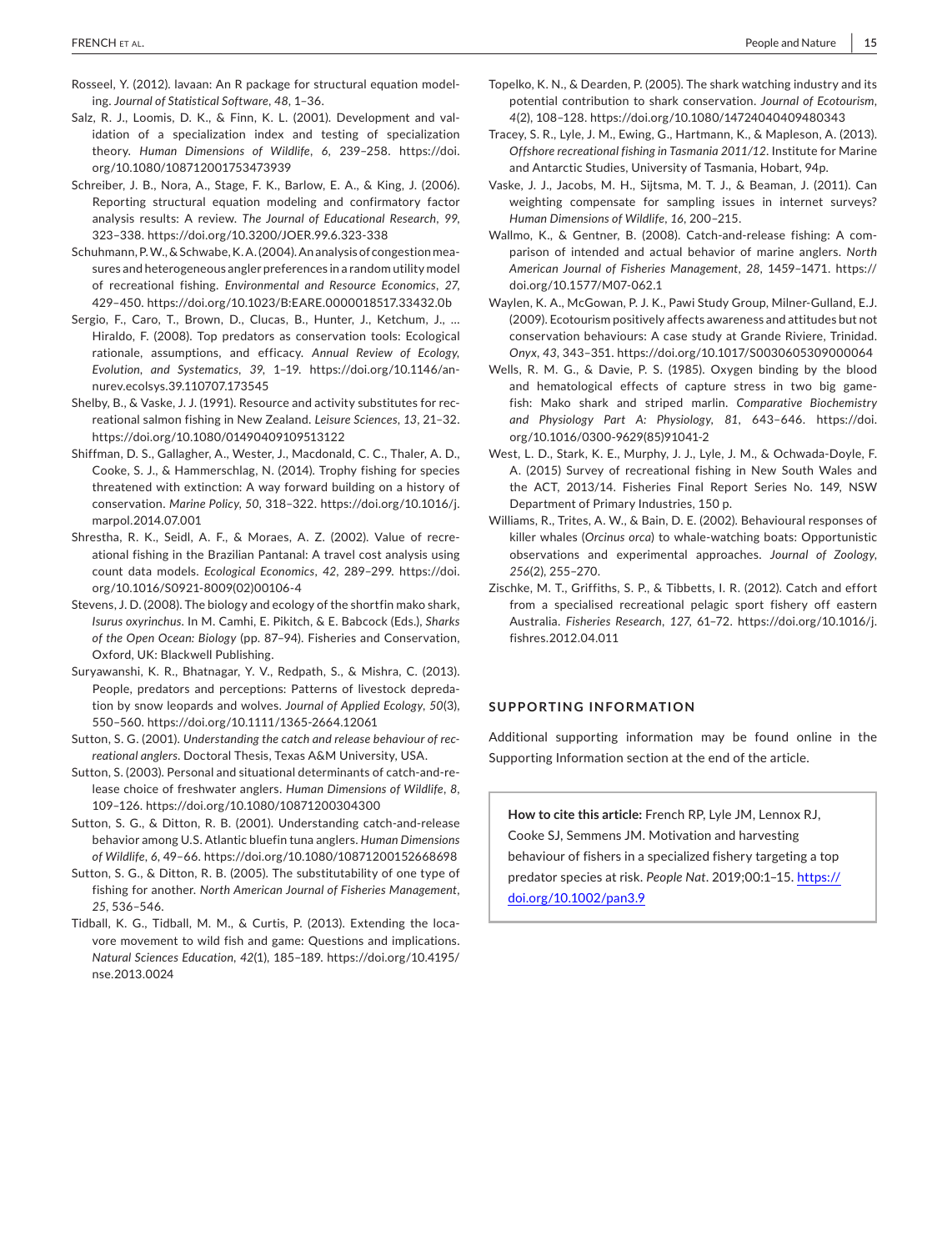Rosseel, Y. (2012). lavaan: An R package for structural equation modeling. *Journal of Statistical Software*, *48*, 1–36.

Salz, R. J., Loomis, D. K., & Finn, K. L. (2001). Development and validation of a specialization index and testing of specialization theory. *Human Dimensions of Wildlife*, *6*, 239–258. https://doi.org/10.1080/108712001753473939

Schreiber, J. B., Nora, A., Stage, F. K., Barlow, E. A., & King, J. (2006). Reporting structural equation modeling and confirmatory factor analysis results: A review. *The Journal of Educational Research*, *99*, 323–338. https://doi.org/10.3200/JOER.99.6.323-338

Schuhmann, P. W., & Schwabe, K. A. (2004). An analysis of congestion measures and heterogeneous angler preferences in a random utility model of recreational fishing. *Environmental and Resource Economics*, *27*, 429–450. https://doi.org/10.1023/B:EARE.0000018517.33432.0b

Sergio, F., Caro, T., Brown, D., Clucas, B., Hunter, J., Ketchum, J., … Hiraldo, F. (2008). Top predators as conservation tools: Ecological rationale, assumptions, and efficacy. *Annual Review of Ecology, Evolution, and Systematics*, *39*, 1–19. https://doi.org/10.1146/annurev.ecolsys.39.110707.173545

Shelby, B., & Vaske, J. J. (1991). Resource and activity substitutes for recreational salmon fishing in New Zealand. *Leisure Sciences*, *13*, 21–32. https://doi.org/10.1080/01490409109513122

Shiffman, D. S., Gallagher, A., Wester, J., Macdonald, C. C., Thaler, A. D., Cooke, S. J., & Hammerschlag, N. (2014). Trophy fishing for species threatened with extinction: A way forward building on a history of conservation. *Marine Policy*, *50*, 318–322. https://doi.org/10.1016/j.marpol.2014.07.001

Shrestha, R. K., Seidl, A. F., & Moraes, A. Z. (2002). Value of recreational fishing in the Brazilian Pantanal: A travel cost analysis using count data models. *Ecological Economics*, *42*, 289–299. https://doi.org/10.1016/S0921-8009(02)00106-4

Stevens, J. D. (2008). The biology and ecology of the shortfin mako shark, *Isurus oxyrinchus*. In M. Camhi, E. Pikitch, & E. Babcock (Eds.), *Sharks of the Open Ocean: Biology* (pp. 87–94). Fisheries and Conservation, Oxford, UK: Blackwell Publishing.

Suryawanshi, K. R., Bhatnagar, Y. V., Redpath, S., & Mishra, C. (2013). People, predators and perceptions: Patterns of livestock depredation by snow leopards and wolves. *Journal of Applied Ecology*, *50*(3), 550–560. https://doi.org/10.1111/1365-2664.12061

Sutton, S. G. (2001). *Understanding the catch and release behaviour of recreational anglers*. Doctoral Thesis, Texas A&M University, USA.

Sutton, S. (2003). Personal and situational determinants of catch-and-release choice of freshwater anglers. *Human Dimensions of Wildlife*, *8*, 109–126. https://doi.org/10.1080/10871200304300

Sutton, S. G., & Ditton, R. B. (2001). Understanding catch-and-release behavior among U.S. Atlantic bluefin tuna anglers. *Human Dimensions of Wildlife*, *6*, 49–66. https://doi.org/10.1080/10871200152668698

Sutton, S. G., & Ditton, R. B. (2005). The substitutability of one type of fishing for another. *North American Journal of Fisheries Management*, *25*, 536–546.

Tidball, K. G., Tidball, M. M., & Curtis, P. (2013). Extending the locavore movement to wild fish and game: Questions and implications. *Natural Sciences Education*, *42*(1), 185–189. https://doi.org/10.4195/nse.2013.0024

Topelko, K. N., & Dearden, P. (2005). The shark watching industry and its potential contribution to shark conservation. *Journal of Ecotourism*, *4*(2), 108–128. https://doi.org/10.1080/14724040409480343

Tracey, S. R., Lyle, J. M., Ewing, G., Hartmann, K., & Mapleson, A. (2013). *Offshore recreational fishing in Tasmania 2011/12*. Institute for Marine and Antarctic Studies, University of Tasmania, Hobart, 94p.

Vaske, J. J., Jacobs, M. H., Sijtsma, M. T. J., & Beaman, J. (2011). Can weighting compensate for sampling issues in internet surveys? *Human Dimensions of Wildlife*, *16*, 200–215.

Wallmo, K., & Gentner, B. (2008). Catch-and-release fishing: A comparison of intended and actual behavior of marine anglers. *North American Journal of Fisheries Management*, *28*, 1459–1471. https://doi.org/10.1577/M07-062.1

Waylen, K. A., McGowan, P. J. K., Pawi Study Group, Milner-Gulland, E.J. (2009). Ecotourism positively affects awareness and attitudes but not conservation behaviours: A case study at Grande Riviere, Trinidad. *Oryx*, *43*, 343–351. https://doi.org/10.1017/S0030605309000064

Wells, R. M. G., & Davie, P. S. (1985). Oxygen binding by the blood and hematological effects of capture stress in two big gamefish: Mako shark and striped marlin. *Comparative Biochemistry and Physiology Part A: Physiology*, *81*, 643–646. https://doi.org/10.1016/0300-9629(85)91041-2

West, L. D., Stark, K. E., Murphy, J. J., Lyle, J. M., & Ochwada-Doyle, F. A. (2015) Survey of recreational fishing in New South Wales and the ACT, 2013/14. Fisheries Final Report Series No. 149, NSW Department of Primary Industries, 150 p.

Williams, R., Trites, A. W., & Bain, D. E. (2002). Behavioural responses of killer whales (*Orcinus orca*) to whale-watching boats: Opportunistic observations and experimental approaches. *Journal of Zoology*, *256*(2), 255–270.

Zischke, M. T., Griffiths, S. P., & Tibbetts, I. R. (2012). Catch and effort from a specialised recreational pelagic sport fishery off eastern Australia. *Fisheries Research*, *127*, 61–72. https://doi.org/10.1016/j.fishres.2012.04.011

## SUPPORTING INFORMATION

Additional supporting information may be found online in the Supporting Information section at the end of the article.

**How to cite this article:** French RP, Lyle JM, Lennox RJ, Cooke SJ, Semmens JM. Motivation and harvesting behaviour of fishers in a specialized fishery targeting a top predator species at risk. *People Nat*. 2019;00:1–15. https://doi.org/10.1002/pan3.9